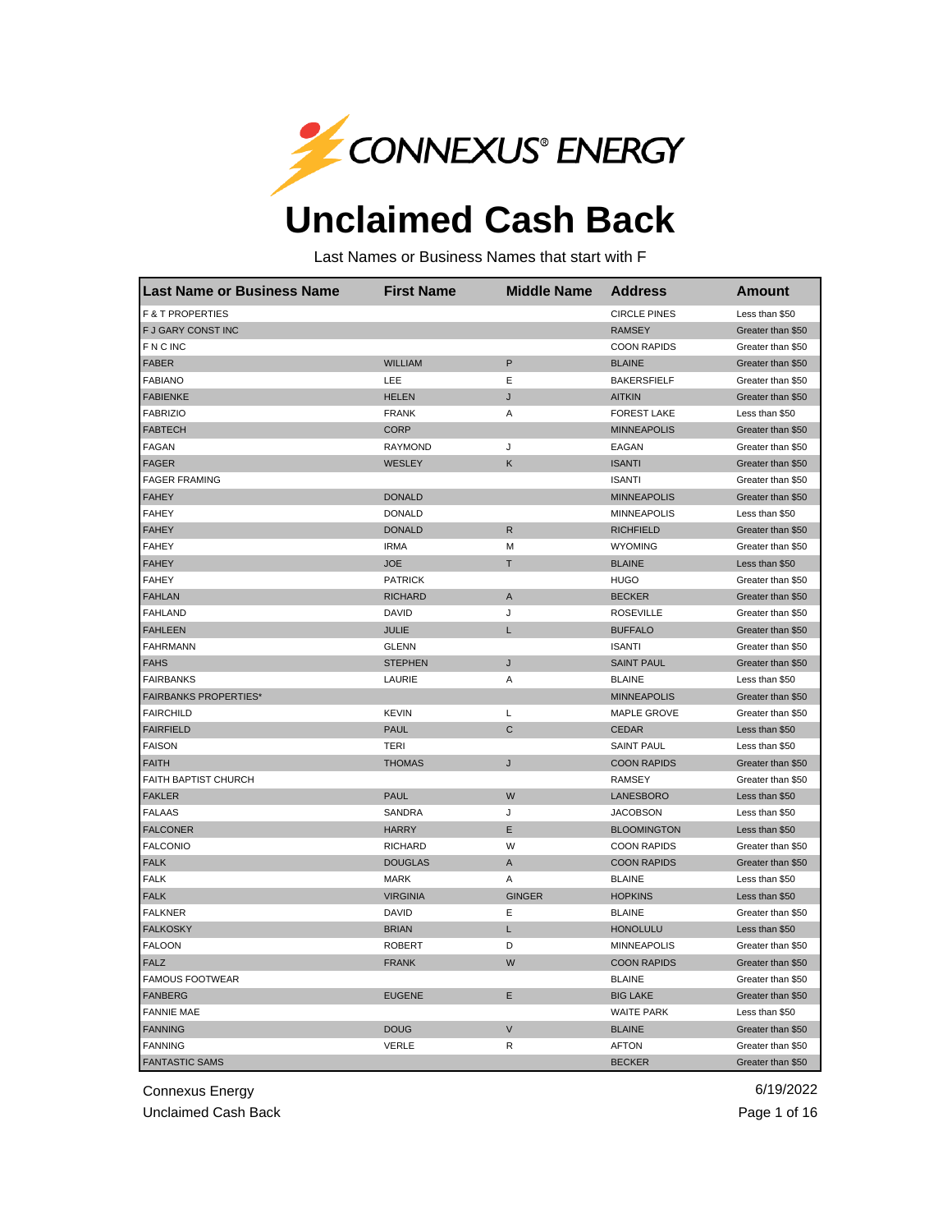CONNEXUS® ENERGY

# Unclaimed Cash Back

Last Names or Business Names that start with F

| Last Name or Business Name | First Name | Middle Name | Address | Amount |
|---|---|---|---|---|
| F & T PROPERTIES | | | CIRCLE PINES | Less than $50 |
| F J GARY CONST INC | | | RAMSEY | Greater than $50 |
| F N C INC | | | COON RAPIDS | Greater than $50 |
| FABER | WILLIAM | P | BLAINE | Greater than $50 |
| FABIANO | LEE | E | BAKERSFIELF | Greater than $50 |
| FABIENKE | HELEN | J | AITKIN | Greater than $50 |
| FABRIZIO | FRANK | A | FOREST LAKE | Less than $50 |
| FABTECH | CORP | | MINNEAPOLIS | Greater than $50 |
| FAGAN | RAYMOND | J | EAGAN | Greater than $50 |
| FAGER | WESLEY | K | ISANTI | Greater than $50 |
| FAGER FRAMING | | | ISANTI | Greater than $50 |
| FAHEY | DONALD | | MINNEAPOLIS | Greater than $50 |
| FAHEY | DONALD | | MINNEAPOLIS | Less than $50 |
| FAHEY | DONALD | R | RICHFIELD | Greater than $50 |
| FAHEY | IRMA | M | WYOMING | Greater than $50 |
| FAHEY | JOE | T | BLAINE | Less than $50 |
| FAHEY | PATRICK | | HUGO | Greater than $50 |
| FAHLAN | RICHARD | A | BECKER | Greater than $50 |
| FAHLAND | DAVID | J | ROSEVILLE | Greater than $50 |
| FAHLEEN | JULIE | L | BUFFALO | Greater than $50 |
| FAHRMANN | GLENN | | ISANTI | Greater than $50 |
| FAHS | STEPHEN | J | SAINT PAUL | Greater than $50 |
| FAIRBANKS | LAURIE | A | BLAINE | Less than $50 |
| FAIRBANKS PROPERTIES* | | | MINNEAPOLIS | Greater than $50 |
| FAIRCHILD | KEVIN | L | MAPLE GROVE | Greater than $50 |
| FAIRFIELD | PAUL | C | CEDAR | Less than $50 |
| FAISON | TERI | | SAINT PAUL | Less than $50 |
| FAITH | THOMAS | J | COON RAPIDS | Greater than $50 |
| FAITH BAPTIST CHURCH | | | RAMSEY | Greater than $50 |
| FAKLER | PAUL | W | LANESBORO | Less than $50 |
| FALAAS | SANDRA | J | JACOBSON | Less than $50 |
| FALCONER | HARRY | E | BLOOMINGTON | Less than $50 |
| FALCONIO | RICHARD | W | COON RAPIDS | Greater than $50 |
| FALK | DOUGLAS | A | COON RAPIDS | Greater than $50 |
| FALK | MARK | A | BLAINE | Less than $50 |
| FALK | VIRGINIA | GINGER | HOPKINS | Less than $50 |
| FALKNER | DAVID | E | BLAINE | Greater than $50 |
| FALKOSKY | BRIAN | L | HONOLULU | Less than $50 |
| FALOON | ROBERT | D | MINNEAPOLIS | Greater than $50 |
| FALZ | FRANK | W | COON RAPIDS | Greater than $50 |
| FAMOUS FOOTWEAR | | | BLAINE | Greater than $50 |
| FANBERG | EUGENE | E | BIG LAKE | Greater than $50 |
| FANNIE MAE | | | WAITE PARK | Less than $50 |
| FANNING | DOUG | V | BLAINE | Greater than $50 |
| FANNING | VERLE | R | AFTON | Greater than $50 |
| FANTASTIC SAMS | | | BECKER | Greater than $50 |

Connexus Energy
Unclaimed Cash Back

6/19/2022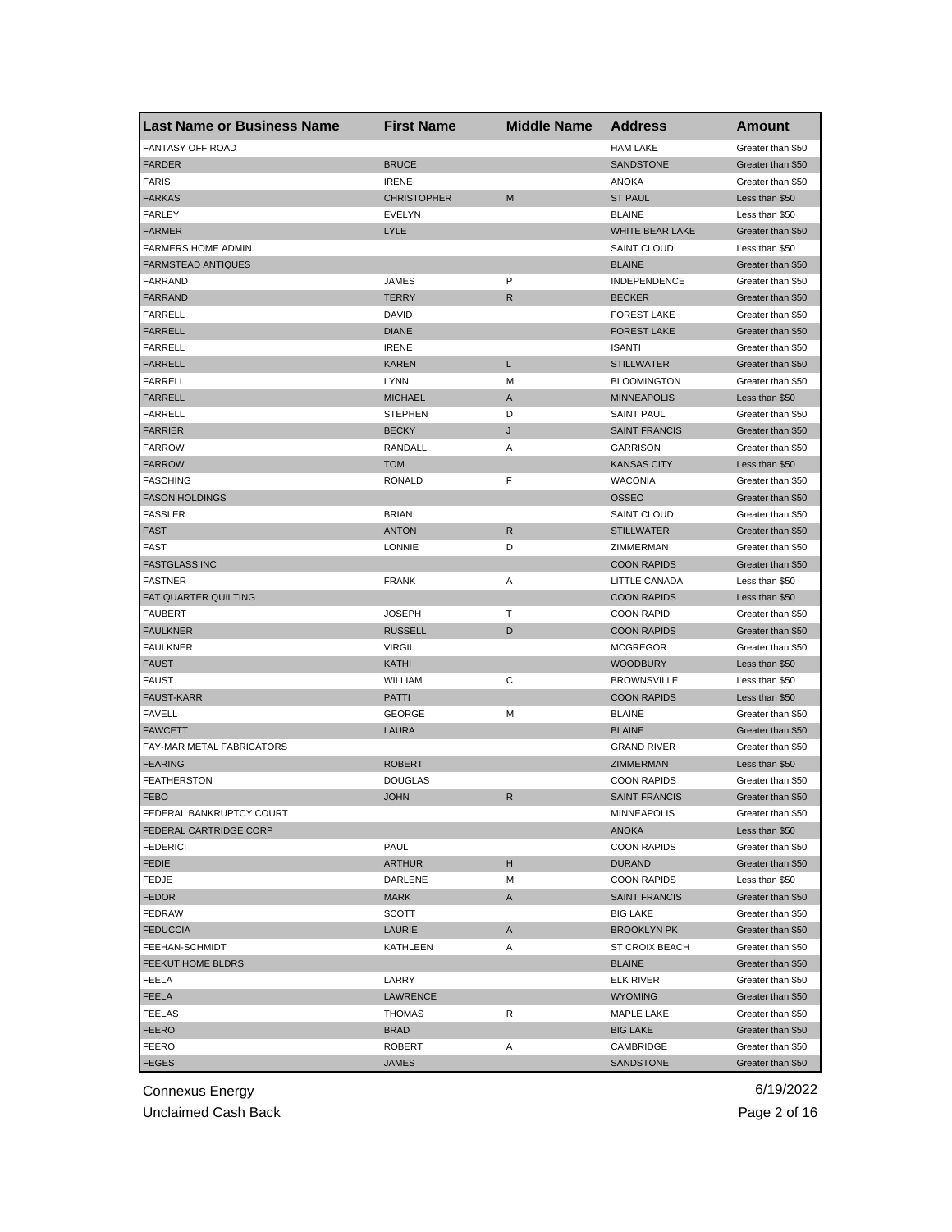| Last Name or Business Name | First Name | Middle Name | Address | Amount |
|---|---|---|---|---|
| FANTASY OFF ROAD | | | HAM LAKE | Greater than $50 |
| FARDER | BRUCE | | SANDSTONE | Greater than $50 |
| FARIS | IRENE | | ANOKA | Greater than $50 |
| FARKAS | CHRISTOPHER | M | ST PAUL | Less than $50 |
| FARLEY | EVELYN | | BLAINE | Less than $50 |
| FARMER | LYLE | | WHITE BEAR LAKE | Greater than $50 |
| FARMERS HOME ADMIN | | | SAINT CLOUD | Less than $50 |
| FARMSTEAD ANTIQUES | | | BLAINE | Greater than $50 |
| FARRAND | JAMES | P | INDEPENDENCE | Greater than $50 |
| FARRAND | TERRY | R | BECKER | Greater than $50 |
| FARRELL | DAVID | | FOREST LAKE | Greater than $50 |
| FARRELL | DIANE | | FOREST LAKE | Greater than $50 |
| FARRELL | IRENE | | ISANTI | Greater than $50 |
| FARRELL | KAREN | L | STILLWATER | Greater than $50 |
| FARRELL | LYNN | M | BLOOMINGTON | Greater than $50 |
| FARRELL | MICHAEL | A | MINNEAPOLIS | Less than $50 |
| FARRELL | STEPHEN | D | SAINT PAUL | Greater than $50 |
| FARRIER | BECKY | J | SAINT FRANCIS | Greater than $50 |
| FARROW | RANDALL | A | GARRISON | Greater than $50 |
| FARROW | TOM | | KANSAS CITY | Less than $50 |
| FASCHING | RONALD | F | WACONIA | Greater than $50 |
| FASON HOLDINGS | | | OSSEO | Greater than $50 |
| FASSLER | BRIAN | | SAINT CLOUD | Greater than $50 |
| FAST | ANTON | R | STILLWATER | Greater than $50 |
| FAST | LONNIE | D | ZIMMERMAN | Greater than $50 |
| FASTGLASS INC | | | COON RAPIDS | Greater than $50 |
| FASTNER | FRANK | A | LITTLE CANADA | Less than $50 |
| FAT QUARTER QUILTING | | | COON RAPIDS | Less than $50 |
| FAUBERT | JOSEPH | T | COON RAPID | Greater than $50 |
| FAULKNER | RUSSELL | D | COON RAPIDS | Greater than $50 |
| FAULKNER | VIRGIL | | MCGREGOR | Greater than $50 |
| FAUST | KATHI | | WOODBURY | Less than $50 |
| FAUST | WILLIAM | C | BROWNSVILLE | Less than $50 |
| FAUST-KARR | PATTI | | COON RAPIDS | Less than $50 |
| FAVELL | GEORGE | M | BLAINE | Greater than $50 |
| FAWCETT | LAURA | | BLAINE | Greater than $50 |
| FAY-MAR METAL FABRICATORS | | | GRAND RIVER | Greater than $50 |
| FEARING | ROBERT | | ZIMMERMAN | Less than $50 |
| FEATHERSTON | DOUGLAS | | COON RAPIDS | Greater than $50 |
| FEBO | JOHN | R | SAINT FRANCIS | Greater than $50 |
| FEDERAL BANKRUPTCY COURT | | | MINNEAPOLIS | Greater than $50 |
| FEDERAL CARTRIDGE CORP | | | ANOKA | Less than $50 |
| FEDERICI | PAUL | | COON RAPIDS | Greater than $50 |
| FEDIE | ARTHUR | H | DURAND | Greater than $50 |
| FEDJE | DARLENE | M | COON RAPIDS | Less than $50 |
| FEDOR | MARK | A | SAINT FRANCIS | Greater than $50 |
| FEDRAW | SCOTT | | BIG LAKE | Greater than $50 |
| FEDUCCIA | LAURIE | A | BROOKLYN PK | Greater than $50 |
| FEEHAN-SCHMIDT | KATHLEEN | A | ST CROIX BEACH | Greater than $50 |
| FEEKUT HOME BLDRS | | | BLAINE | Greater than $50 |
| FEELA | LARRY | | ELK RIVER | Greater than $50 |
| FEELA | LAWRENCE | | WYOMING | Greater than $50 |
| FEELAS | THOMAS | R | MAPLE LAKE | Greater than $50 |
| FEERO | BRAD | | BIG LAKE | Greater than $50 |
| FEERO | ROBERT | A | CAMBRIDGE | Greater than $50 |
| FEGES | JAMES | | SANDSTONE | Greater than $50 |

Connexus Energy
Unclaimed Cash Back
6/19/2022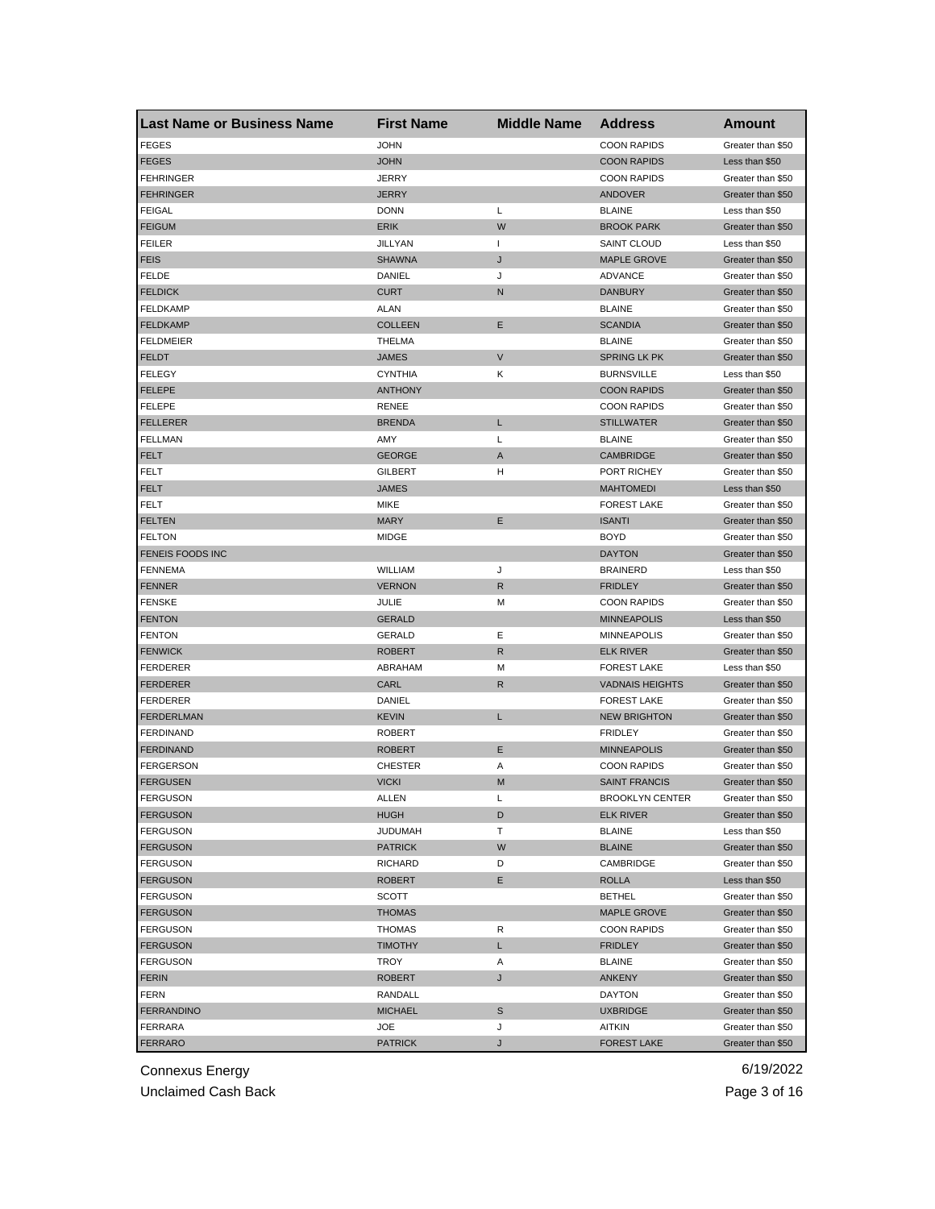| Last Name or Business Name | First Name | Middle Name | Address | Amount |
|---|---|---|---|---|
| FEGES | JOHN | | COON RAPIDS | Greater than $50 |
| FEGES | JOHN | | COON RAPIDS | Less than $50 |
| FEHRINGER | JERRY | | COON RAPIDS | Greater than $50 |
| FEHRINGER | JERRY | | ANDOVER | Greater than $50 |
| FEIGAL | DONN | L | BLAINE | Less than $50 |
| FEIGUM | ERIK | W | BROOK PARK | Greater than $50 |
| FEILER | JILLYAN | I | SAINT CLOUD | Less than $50 |
| FEIS | SHAWNA | J | MAPLE GROVE | Greater than $50 |
| FELDE | DANIEL | J | ADVANCE | Greater than $50 |
| FELDICK | CURT | N | DANBURY | Greater than $50 |
| FELDKAMP | ALAN | | BLAINE | Greater than $50 |
| FELDKAMP | COLLEEN | E | SCANDIA | Greater than $50 |
| FELDMEIER | THELMA | | BLAINE | Greater than $50 |
| FELDT | JAMES | V | SPRING LK PK | Greater than $50 |
| FELEGY | CYNTHIA | K | BURNSVILLE | Less than $50 |
| FELEPE | ANTHONY | | COON RAPIDS | Greater than $50 |
| FELEPE | RENEE | | COON RAPIDS | Greater than $50 |
| FELLERER | BRENDA | L | STILLWATER | Greater than $50 |
| FELLMAN | AMY | L | BLAINE | Greater than $50 |
| FELT | GEORGE | A | CAMBRIDGE | Greater than $50 |
| FELT | GILBERT | H | PORT RICHEY | Greater than $50 |
| FELT | JAMES | | MAHTOMEDI | Less than $50 |
| FELT | MIKE | | FOREST LAKE | Greater than $50 |
| FELTEN | MARY | E | ISANTI | Greater than $50 |
| FELTON | MIDGE | | BOYD | Greater than $50 |
| FENEIS FOODS INC | | | DAYTON | Greater than $50 |
| FENNEMA | WILLIAM | J | BRAINERD | Less than $50 |
| FENNER | VERNON | R | FRIDLEY | Greater than $50 |
| FENSKE | JULIE | M | COON RAPIDS | Greater than $50 |
| FENTON | GERALD | | MINNEAPOLIS | Less than $50 |
| FENTON | GERALD | E | MINNEAPOLIS | Greater than $50 |
| FENWICK | ROBERT | R | ELK RIVER | Greater than $50 |
| FERDERER | ABRAHAM | M | FOREST LAKE | Less than $50 |
| FERDERER | CARL | R | VADNAIS HEIGHTS | Greater than $50 |
| FERDERER | DANIEL | | FOREST LAKE | Greater than $50 |
| FERDERLMAN | KEVIN | L | NEW BRIGHTON | Greater than $50 |
| FERDINAND | ROBERT | | FRIDLEY | Greater than $50 |
| FERDINAND | ROBERT | E | MINNEAPOLIS | Greater than $50 |
| FERGERSON | CHESTER | A | COON RAPIDS | Greater than $50 |
| FERGUSEN | VICKI | M | SAINT FRANCIS | Greater than $50 |
| FERGUSON | ALLEN | L | BROOKLYN CENTER | Greater than $50 |
| FERGUSON | HUGH | D | ELK RIVER | Greater than $50 |
| FERGUSON | JUDUMAH | T | BLAINE | Less than $50 |
| FERGUSON | PATRICK | W | BLAINE | Greater than $50 |
| FERGUSON | RICHARD | D | CAMBRIDGE | Greater than $50 |
| FERGUSON | ROBERT | E | ROLLA | Less than $50 |
| FERGUSON | SCOTT | | BETHEL | Greater than $50 |
| FERGUSON | THOMAS | | MAPLE GROVE | Greater than $50 |
| FERGUSON | THOMAS | R | COON RAPIDS | Greater than $50 |
| FERGUSON | TIMOTHY | L | FRIDLEY | Greater than $50 |
| FERGUSON | TROY | A | BLAINE | Greater than $50 |
| FERIN | ROBERT | J | ANKENY | Greater than $50 |
| FERN | RANDALL | | DAYTON | Greater than $50 |
| FERRANDINO | MICHAEL | S | UXBRIDGE | Greater than $50 |
| FERRARA | JOE | J | AITKIN | Greater than $50 |
| FERRARO | PATRICK | J | FOREST LAKE | Greater than $50 |

Connexus Energy
Unclaimed Cash Back
6/19/2022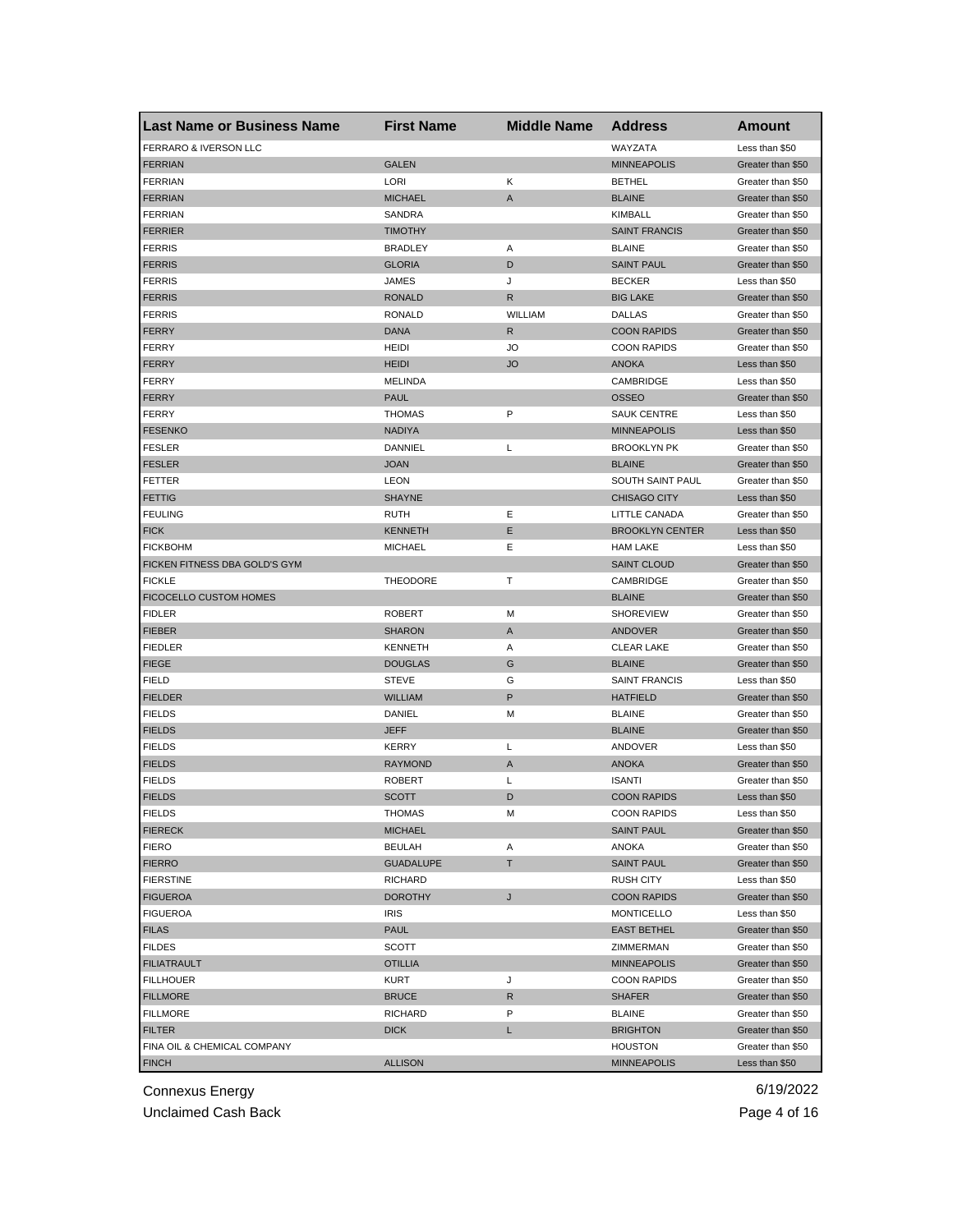| Last Name or Business Name | First Name | Middle Name | Address | Amount |
|---|---|---|---|---|
| FERRARO & IVERSON LLC | | | WAYZATA | Less than $50 |
| FERRIAN | GALEN | | MINNEAPOLIS | Greater than $50 |
| FERRIAN | LORI | K | BETHEL | Greater than $50 |
| FERRIAN | MICHAEL | A | BLAINE | Greater than $50 |
| FERRIAN | SANDRA | | KIMBALL | Greater than $50 |
| FERRIER | TIMOTHY | | SAINT FRANCIS | Greater than $50 |
| FERRIS | BRADLEY | A | BLAINE | Greater than $50 |
| FERRIS | GLORIA | D | SAINT PAUL | Greater than $50 |
| FERRIS | JAMES | J | BECKER | Less than $50 |
| FERRIS | RONALD | R | BIG LAKE | Greater than $50 |
| FERRIS | RONALD | WILLIAM | DALLAS | Greater than $50 |
| FERRY | DANA | R | COON RAPIDS | Greater than $50 |
| FERRY | HEIDI | JO | COON RAPIDS | Greater than $50 |
| FERRY | HEIDI | JO | ANOKA | Less than $50 |
| FERRY | MELINDA | | CAMBRIDGE | Less than $50 |
| FERRY | PAUL | | OSSEO | Greater than $50 |
| FERRY | THOMAS | P | SAUK CENTRE | Less than $50 |
| FESENKO | NADIYA | | MINNEAPOLIS | Less than $50 |
| FESLER | DANNIEL | L | BROOKLYN PK | Greater than $50 |
| FESLER | JOAN | | BLAINE | Greater than $50 |
| FETTER | LEON | | SOUTH SAINT PAUL | Greater than $50 |
| FETTIG | SHAYNE | | CHISAGO CITY | Less than $50 |
| FEULING | RUTH | E | LITTLE CANADA | Greater than $50 |
| FICK | KENNETH | E | BROOKLYN CENTER | Less than $50 |
| FICKBOHM | MICHAEL | E | HAM LAKE | Less than $50 |
| FICKEN FITNESS DBA GOLD'S GYM | | | SAINT CLOUD | Greater than $50 |
| FICKLE | THEODORE | T | CAMBRIDGE | Greater than $50 |
| FICOCELLO CUSTOM HOMES | | | BLAINE | Greater than $50 |
| FIDLER | ROBERT | M | SHOREVIEW | Greater than $50 |
| FIEBER | SHARON | A | ANDOVER | Greater than $50 |
| FIEDLER | KENNETH | A | CLEAR LAKE | Greater than $50 |
| FIEGE | DOUGLAS | G | BLAINE | Greater than $50 |
| FIELD | STEVE | G | SAINT FRANCIS | Less than $50 |
| FIELDER | WILLIAM | P | HATFIELD | Greater than $50 |
| FIELDS | DANIEL | M | BLAINE | Greater than $50 |
| FIELDS | JEFF | | BLAINE | Greater than $50 |
| FIELDS | KERRY | L | ANDOVER | Less than $50 |
| FIELDS | RAYMOND | A | ANOKA | Greater than $50 |
| FIELDS | ROBERT | L | ISANTI | Greater than $50 |
| FIELDS | SCOTT | D | COON RAPIDS | Less than $50 |
| FIELDS | THOMAS | M | COON RAPIDS | Less than $50 |
| FIERECK | MICHAEL | | SAINT PAUL | Greater than $50 |
| FIERO | BEULAH | A | ANOKA | Greater than $50 |
| FIERRO | GUADALUPE | T | SAINT PAUL | Greater than $50 |
| FIERSTINE | RICHARD | | RUSH CITY | Less than $50 |
| FIGUEROA | DOROTHY | J | COON RAPIDS | Greater than $50 |
| FIGUEROA | IRIS | | MONTICELLO | Less than $50 |
| FILAS | PAUL | | EAST BETHEL | Greater than $50 |
| FILDES | SCOTT | | ZIMMERMAN | Greater than $50 |
| FILIATRAULT | OTILLIA | | MINNEAPOLIS | Greater than $50 |
| FILLHOUER | KURT | J | COON RAPIDS | Greater than $50 |
| FILLMORE | BRUCE | R | SHAFER | Greater than $50 |
| FILLMORE | RICHARD | P | BLAINE | Greater than $50 |
| FILTER | DICK | L | BRIGHTON | Greater than $50 |
| FINA OIL & CHEMICAL COMPANY | | | HOUSTON | Greater than $50 |
| FINCH | ALLISON | | MINNEAPOLIS | Less than $50 |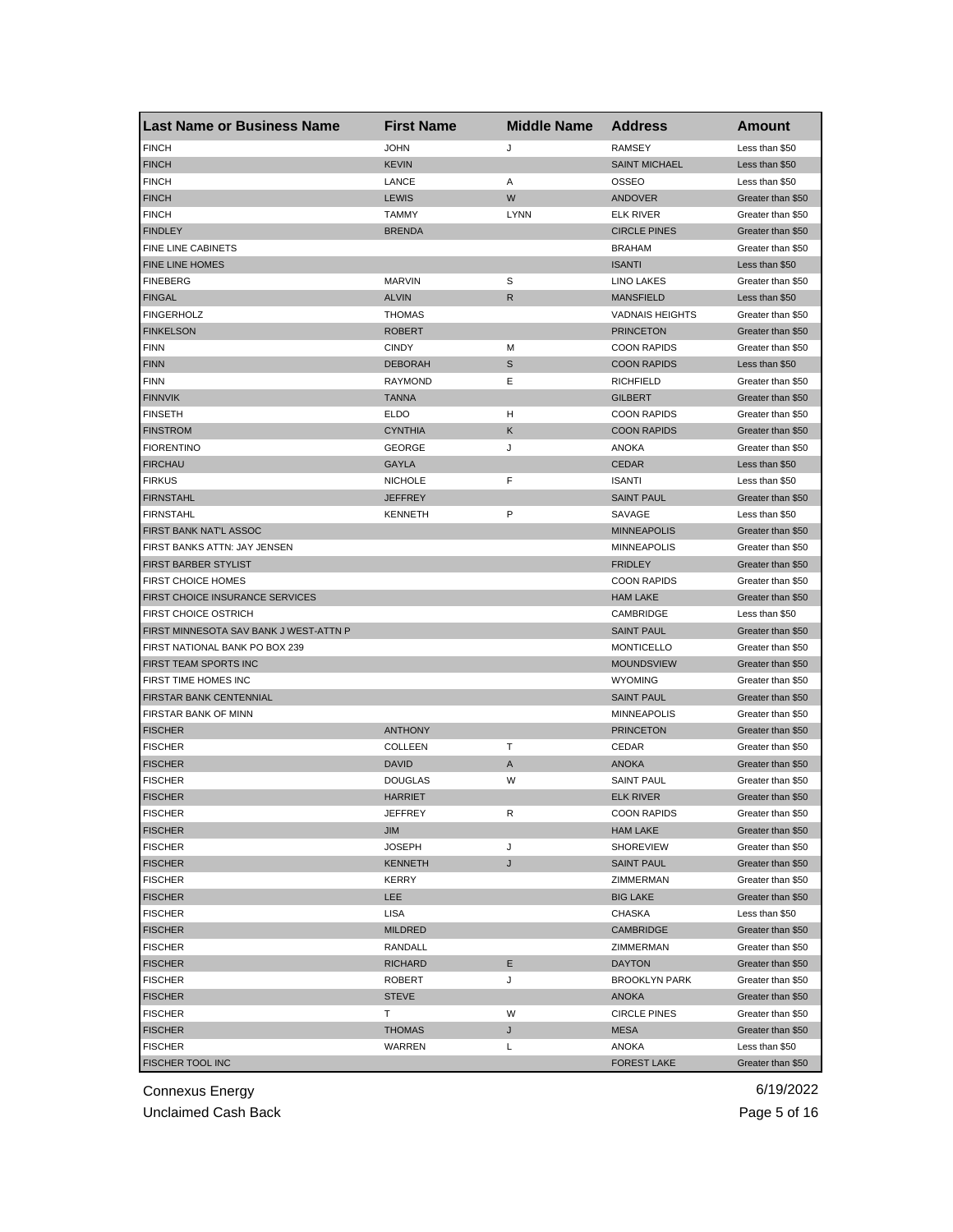| Last Name or Business Name | First Name | Middle Name | Address | Amount |
| --- | --- | --- | --- | --- |
| FINCH | JOHN | J | RAMSEY | Less than $50 |
| FINCH | KEVIN | | SAINT MICHAEL | Less than $50 |
| FINCH | LANCE | A | OSSEO | Less than $50 |
| FINCH | LEWIS | W | ANDOVER | Greater than $50 |
| FINCH | TAMMY | LYNN | ELK RIVER | Greater than $50 |
| FINDLEY | BRENDA | | CIRCLE PINES | Greater than $50 |
| FINE LINE CABINETS | | | BRAHAM | Greater than $50 |
| FINE LINE HOMES | | | ISANTI | Less than $50 |
| FINEBERG | MARVIN | S | LINO LAKES | Greater than $50 |
| FINGAL | ALVIN | R | MANSFIELD | Less than $50 |
| FINGERHOLZ | THOMAS | | VADNAIS HEIGHTS | Greater than $50 |
| FINKELSON | ROBERT | | PRINCETON | Greater than $50 |
| FINN | CINDY | M | COON RAPIDS | Greater than $50 |
| FINN | DEBORAH | S | COON RAPIDS | Less than $50 |
| FINN | RAYMOND | E | RICHFIELD | Greater than $50 |
| FINNVIK | TANNA | | GILBERT | Greater than $50 |
| FINSETH | ELDO | H | COON RAPIDS | Greater than $50 |
| FINSTROM | CYNTHIA | K | COON RAPIDS | Greater than $50 |
| FIORENTINO | GEORGE | J | ANOKA | Greater than $50 |
| FIRCHAU | GAYLA | | CEDAR | Less than $50 |
| FIRKUS | NICHOLE | F | ISANTI | Less than $50 |
| FIRNSTAHL | JEFFREY | | SAINT PAUL | Greater than $50 |
| FIRNSTAHL | KENNETH | P | SAVAGE | Less than $50 |
| FIRST BANK NAT'L ASSOC | | | MINNEAPOLIS | Greater than $50 |
| FIRST BANKS ATTN: JAY JENSEN | | | MINNEAPOLIS | Greater than $50 |
| FIRST BARBER STYLIST | | | FRIDLEY | Greater than $50 |
| FIRST CHOICE HOMES | | | COON RAPIDS | Greater than $50 |
| FIRST CHOICE INSURANCE SERVICES | | | HAM LAKE | Greater than $50 |
| FIRST CHOICE OSTRICH | | | CAMBRIDGE | Less than $50 |
| FIRST MINNESOTA SAV BANK J WEST-ATTN P | | | SAINT PAUL | Greater than $50 |
| FIRST NATIONAL BANK PO BOX 239 | | | MONTICELLO | Greater than $50 |
| FIRST TEAM SPORTS INC | | | MOUNDSVIEW | Greater than $50 |
| FIRST TIME HOMES INC | | | WYOMING | Greater than $50 |
| FIRSTAR BANK CENTENNIAL | | | SAINT PAUL | Greater than $50 |
| FIRSTAR BANK OF MINN | | | MINNEAPOLIS | Greater than $50 |
| FISCHER | ANTHONY | | PRINCETON | Greater than $50 |
| FISCHER | COLLEEN | T | CEDAR | Greater than $50 |
| FISCHER | DAVID | A | ANOKA | Greater than $50 |
| FISCHER | DOUGLAS | W | SAINT PAUL | Greater than $50 |
| FISCHER | HARRIET | | ELK RIVER | Greater than $50 |
| FISCHER | JEFFREY | R | COON RAPIDS | Greater than $50 |
| FISCHER | JIM | | HAM LAKE | Greater than $50 |
| FISCHER | JOSEPH | J | SHOREVIEW | Greater than $50 |
| FISCHER | KENNETH | J | SAINT PAUL | Greater than $50 |
| FISCHER | KERRY | | ZIMMERMAN | Greater than $50 |
| FISCHER | LEE | | BIG LAKE | Greater than $50 |
| FISCHER | LISA | | CHASKA | Less than $50 |
| FISCHER | MILDRED | | CAMBRIDGE | Greater than $50 |
| FISCHER | RANDALL | | ZIMMERMAN | Greater than $50 |
| FISCHER | RICHARD | E | DAYTON | Greater than $50 |
| FISCHER | ROBERT | J | BROOKLYN PARK | Greater than $50 |
| FISCHER | STEVE | | ANOKA | Greater than $50 |
| FISCHER | T | W | CIRCLE PINES | Greater than $50 |
| FISCHER | THOMAS | J | MESA | Greater than $50 |
| FISCHER | WARREN | L | ANOKA | Less than $50 |
| FISCHER TOOL INC | | | FOREST LAKE | Greater than $50 |

Connexus Energy 6/19/2022

Unclaimed Cash Back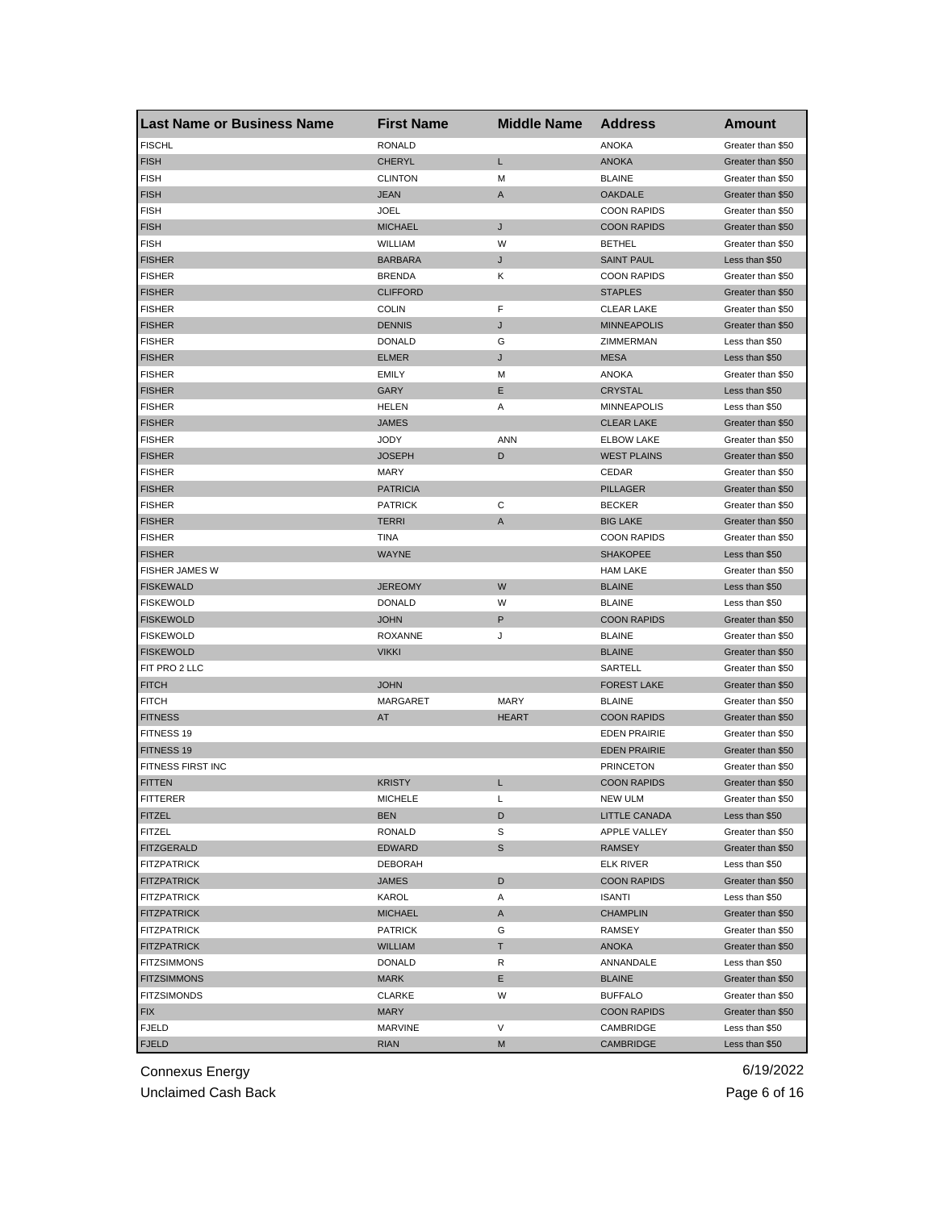| Last Name or Business Name | First Name | Middle Name | Address | Amount |
|---|---|---|---|---|
| FISCHL | RONALD | | ANOKA | Greater than $50 |
| FISH | CHERYL | L | ANOKA | Greater than $50 |
| FISH | CLINTON | M | BLAINE | Greater than $50 |
| FISH | JEAN | A | OAKDALE | Greater than $50 |
| FISH | JOEL | | COON RAPIDS | Greater than $50 |
| FISH | MICHAEL | J | COON RAPIDS | Greater than $50 |
| FISH | WILLIAM | W | BETHEL | Greater than $50 |
| FISHER | BARBARA | J | SAINT PAUL | Less than $50 |
| FISHER | BRENDA | K | COON RAPIDS | Greater than $50 |
| FISHER | CLIFFORD | | STAPLES | Greater than $50 |
| FISHER | COLIN | F | CLEAR LAKE | Greater than $50 |
| FISHER | DENNIS | J | MINNEAPOLIS | Greater than $50 |
| FISHER | DONALD | G | ZIMMERMAN | Less than $50 |
| FISHER | ELMER | J | MESA | Less than $50 |
| FISHER | EMILY | M | ANOKA | Greater than $50 |
| FISHER | GARY | E | CRYSTAL | Less than $50 |
| FISHER | HELEN | A | MINNEAPOLIS | Less than $50 |
| FISHER | JAMES | | CLEAR LAKE | Greater than $50 |
| FISHER | JODY | ANN | ELBOW LAKE | Greater than $50 |
| FISHER | JOSEPH | D | WEST PLAINS | Greater than $50 |
| FISHER | MARY | | CEDAR | Greater than $50 |
| FISHER | PATRICIA | | PILLAGER | Greater than $50 |
| FISHER | PATRICK | C | BECKER | Greater than $50 |
| FISHER | TERRI | A | BIG LAKE | Greater than $50 |
| FISHER | TINA | | COON RAPIDS | Greater than $50 |
| FISHER | WAYNE | | SHAKOPEE | Less than $50 |
| FISHER JAMES W | | | HAM LAKE | Greater than $50 |
| FISKEWALD | JEREOMY | W | BLAINE | Less than $50 |
| FISKEWOLD | DONALD | W | BLAINE | Less than $50 |
| FISKEWOLD | JOHN | P | COON RAPIDS | Greater than $50 |
| FISKEWOLD | ROXANNE | J | BLAINE | Greater than $50 |
| FISKEWOLD | VIKKI | | BLAINE | Greater than $50 |
| FIT PRO 2 LLC | | | SARTELL | Greater than $50 |
| FITCH | JOHN | | FOREST LAKE | Greater than $50 |
| FITCH | MARGARET | MARY | BLAINE | Greater than $50 |
| FITNESS | AT | HEART | COON RAPIDS | Greater than $50 |
| FITNESS 19 | | | EDEN PRAIRIE | Greater than $50 |
| FITNESS 19 | | | EDEN PRAIRIE | Greater than $50 |
| FITNESS FIRST INC | | | PRINCETON | Greater than $50 |
| FITTEN | KRISTY | L | COON RAPIDS | Greater than $50 |
| FITTERER | MICHELE | L | NEW ULM | Greater than $50 |
| FITZEL | BEN | D | LITTLE CANADA | Less than $50 |
| FITZEL | RONALD | S | APPLE VALLEY | Greater than $50 |
| FITZGERALD | EDWARD | S | RAMSEY | Greater than $50 |
| FITZPATRICK | DEBORAH | | ELK RIVER | Less than $50 |
| FITZPATRICK | JAMES | D | COON RAPIDS | Greater than $50 |
| FITZPATRICK | KAROL | A | ISANTI | Less than $50 |
| FITZPATRICK | MICHAEL | A | CHAMPLIN | Greater than $50 |
| FITZPATRICK | PATRICK | G | RAMSEY | Greater than $50 |
| FITZPATRICK | WILLIAM | T | ANOKA | Greater than $50 |
| FITZSIMMONS | DONALD | R | ANNANDALE | Less than $50 |
| FITZSIMMONS | MARK | E | BLAINE | Greater than $50 |
| FITZSIMONDS | CLARKE | W | BUFFALO | Greater than $50 |
| FIX | MARY | | COON RAPIDS | Greater than $50 |
| FJELD | MARVINE | V | CAMBRIDGE | Less than $50 |
| FJELD | RIAN | M | CAMBRIDGE | Less than $50 |

Connexus Energy
Unclaimed Cash Back
6/19/2022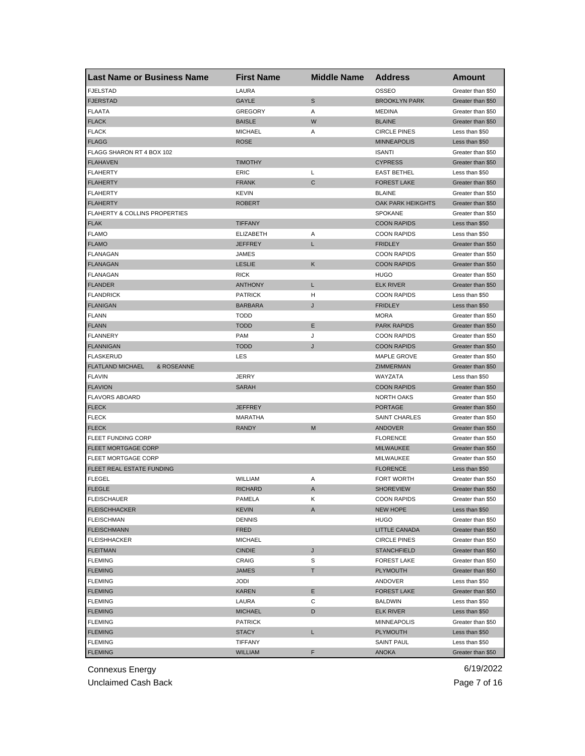| Last Name or Business Name | First Name | Middle Name | Address | Amount |
|---|---|---|---|---|
| FJELSTAD | LAURA | | OSSEO | Greater than $50 |
| FJERSTAD | GAYLE | S | BROOKLYN PARK | Greater than $50 |
| FLAATA | GREGORY | A | MEDINA | Greater than $50 |
| FLACK | BAISLE | W | BLAINE | Greater than $50 |
| FLACK | MICHAEL | A | CIRCLE PINES | Less than $50 |
| FLAGG | ROSE | | MINNEAPOLIS | Less than $50 |
| FLAGG SHARON RT 4 BOX 102 | | | ISANTI | Greater than $50 |
| FLAHAVEN | TIMOTHY | | CYPRESS | Greater than $50 |
| FLAHERTY | ERIC | L | EAST BETHEL | Less than $50 |
| FLAHERTY | FRANK | C | FOREST LAKE | Greater than $50 |
| FLAHERTY | KEVIN | | BLAINE | Greater than $50 |
| FLAHERTY | ROBERT | | OAK PARK HEIKGHTS | Greater than $50 |
| FLAHERTY & COLLINS PROPERTIES | | | SPOKANE | Greater than $50 |
| FLAK | TIFFANY | | COON RAPIDS | Less than $50 |
| FLAMO | ELIZABETH | A | COON RAPIDS | Less than $50 |
| FLAMO | JEFFREY | L | FRIDLEY | Greater than $50 |
| FLANAGAN | JAMES | | COON RAPIDS | Greater than $50 |
| FLANAGAN | LESLIE | K | COON RAPIDS | Greater than $50 |
| FLANAGAN | RICK | | HUGO | Greater than $50 |
| FLANDER | ANTHONY | L | ELK RIVER | Greater than $50 |
| FLANDRICK | PATRICK | H | COON RAPIDS | Less than $50 |
| FLANIGAN | BARBARA | J | FRIDLEY | Less than $50 |
| FLANN | TODD | | MORA | Greater than $50 |
| FLANN | TODD | E | PARK RAPIDS | Greater than $50 |
| FLANNERY | PAM | J | COON RAPIDS | Greater than $50 |
| FLANNIGAN | TODD | J | COON RAPIDS | Greater than $50 |
| FLASKERUD | LES | | MAPLE GROVE | Greater than $50 |
| FLATLAND MICHAEL & ROSEANNE | | | ZIMMERMAN | Greater than $50 |
| FLAVIN | JERRY | | WAYZATA | Less than $50 |
| FLAVION | SARAH | | COON RAPIDS | Greater than $50 |
| FLAVORS ABOARD | | | NORTH OAKS | Greater than $50 |
| FLECK | JEFFREY | | PORTAGE | Greater than $50 |
| FLECK | MARATHA | | SAINT CHARLES | Greater than $50 |
| FLECK | RANDY | M | ANDOVER | Greater than $50 |
| FLEET FUNDING CORP | | | FLORENCE | Greater than $50 |
| FLEET MORTGAGE CORP | | | MILWAUKEE | Greater than $50 |
| FLEET MORTGAGE CORP | | | MILWAUKEE | Greater than $50 |
| FLEET REAL ESTATE FUNDING | | | FLORENCE | Less than $50 |
| FLEGEL | WILLIAM | A | FORT WORTH | Greater than $50 |
| FLEGLE | RICHARD | A | SHOREVIEW | Greater than $50 |
| FLEISCHAUER | PAMELA | K | COON RAPIDS | Greater than $50 |
| FLEISCHHACKER | KEVIN | A | NEW HOPE | Less than $50 |
| FLEISCHMAN | DENNIS | | HUGO | Greater than $50 |
| FLEISCHMANN | FRED | | LITTLE CANADA | Greater than $50 |
| FLEISHHACKER | MICHAEL | | CIRCLE PINES | Greater than $50 |
| FLEITMAN | CINDIE | J | STANCHFIELD | Greater than $50 |
| FLEMING | CRAIG | S | FOREST LAKE | Greater than $50 |
| FLEMING | JAMES | T | PLYMOUTH | Greater than $50 |
| FLEMING | JODI | | ANDOVER | Less than $50 |
| FLEMING | KAREN | E | FOREST LAKE | Greater than $50 |
| FLEMING | LAURA | C | BALDWIN | Less than $50 |
| FLEMING | MICHAEL | D | ELK RIVER | Less than $50 |
| FLEMING | PATRICK | | MINNEAPOLIS | Greater than $50 |
| FLEMING | STACY | L | PLYMOUTH | Less than $50 |
| FLEMING | TIFFANY | | SAINT PAUL | Less than $50 |
| FLEMING | WILLIAM | F | ANOKA | Greater than $50 |

Connexus Energy

Unclaimed Cash Back

6/19/2022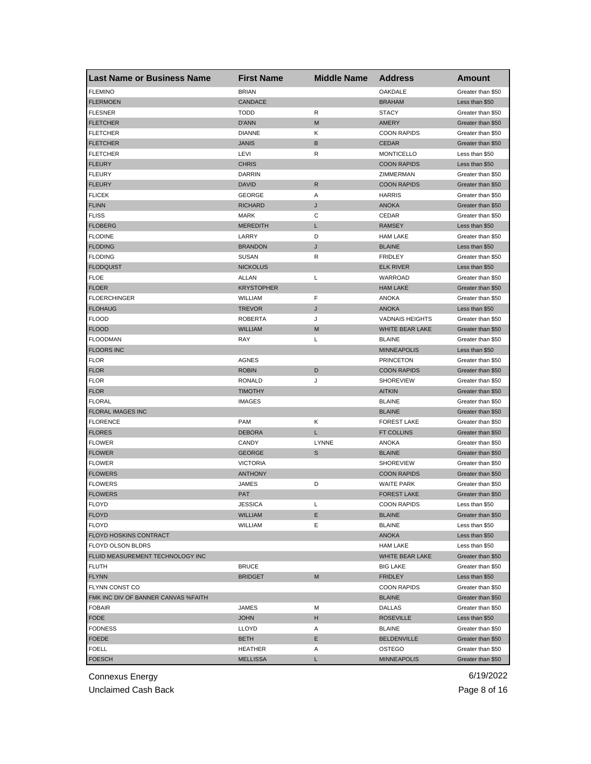| Last Name or Business Name | First Name | Middle Name | Address | Amount |
| --- | --- | --- | --- | --- |
| FLEMINO | BRIAN | | OAKDALE | Greater than $50 |
| FLERMOEN | CANDACE | | BRAHAM | Less than $50 |
| FLESNER | TODD | R | STACY | Greater than $50 |
| FLETCHER | D'ANN | M | AMERY | Greater than $50 |
| FLETCHER | DIANNE | K | COON RAPIDS | Greater than $50 |
| FLETCHER | JANIS | B | CEDAR | Greater than $50 |
| FLETCHER | LEVI | R | MONTICELLO | Less than $50 |
| FLEURY | CHRIS | | COON RAPIDS | Less than $50 |
| FLEURY | DARRIN | | ZIMMERMAN | Greater than $50 |
| FLEURY | DAVID | R | COON RAPIDS | Greater than $50 |
| FLICEK | GEORGE | A | HARRIS | Greater than $50 |
| FLINN | RICHARD | J | ANOKA | Greater than $50 |
| FLISS | MARK | C | CEDAR | Greater than $50 |
| FLOBERG | MEREDITH | L | RAMSEY | Less than $50 |
| FLODINE | LARRY | D | HAM LAKE | Greater than $50 |
| FLODING | BRANDON | J | BLAINE | Less than $50 |
| FLODING | SUSAN | R | FRIDLEY | Greater than $50 |
| FLODQUIST | NICKOLUS | | ELK RIVER | Less than $50 |
| FLOE | ALLAN | L | WARROAD | Greater than $50 |
| FLOER | KRYSTOPHER | | HAM LAKE | Greater than $50 |
| FLOERCHINGER | WILLIAM | F | ANOKA | Greater than $50 |
| FLOHAUG | TREVOR | J | ANOKA | Less than $50 |
| FLOOD | ROBERTA | J | VADNAIS HEIGHTS | Greater than $50 |
| FLOOD | WILLIAM | M | WHITE BEAR LAKE | Greater than $50 |
| FLOODMAN | RAY | L | BLAINE | Greater than $50 |
| FLOORS INC | | | MINNEAPOLIS | Less than $50 |
| FLOR | AGNES | | PRINCETON | Greater than $50 |
| FLOR | ROBIN | D | COON RAPIDS | Greater than $50 |
| FLOR | RONALD | J | SHOREVIEW | Greater than $50 |
| FLOR | TIMOTHY | | AITKIN | Greater than $50 |
| FLORAL | IMAGES | | BLAINE | Greater than $50 |
| FLORAL IMAGES INC | | | BLAINE | Greater than $50 |
| FLORENCE | PAM | K | FOREST LAKE | Greater than $50 |
| FLORES | DEBORA | L | FT COLLINS | Greater than $50 |
| FLOWER | CANDY | LYNNE | ANOKA | Greater than $50 |
| FLOWER | GEORGE | S | BLAINE | Greater than $50 |
| FLOWER | VICTORIA | | SHOREVIEW | Greater than $50 |
| FLOWERS | ANTHONY | | COON RAPIDS | Greater than $50 |
| FLOWERS | JAMES | D | WAITE PARK | Greater than $50 |
| FLOWERS | PAT | | FOREST LAKE | Greater than $50 |
| FLOYD | JESSICA | L | COON RAPIDS | Less than $50 |
| FLOYD | WILLIAM | E | BLAINE | Greater than $50 |
| FLOYD | WILLIAM | E | BLAINE | Less than $50 |
| FLOYD HOSKINS CONTRACT | | | ANOKA | Less than $50 |
| FLOYD OLSON BLDRS | | | HAM LAKE | Less than $50 |
| FLUID MEASUREMENT TECHNOLOGY INC | | | WHITE BEAR LAKE | Greater than $50 |
| FLUTH | BRUCE | | BIG LAKE | Greater than $50 |
| FLYNN | BRIDGET | M | FRIDLEY | Less than $50 |
| FLYNN CONST CO | | | COON RAPIDS | Greater than $50 |
| FMK INC DIV OF BANNER CANVAS %FAITH | | | BLAINE | Greater than $50 |
| FOBAIR | JAMES | M | DALLAS | Greater than $50 |
| FODE | JOHN | H | ROSEVILLE | Less than $50 |
| FODNESS | LLOYD | A | BLAINE | Greater than $50 |
| FOEDE | BETH | E | BELDENVILLE | Greater than $50 |
| FOELL | HEATHER | A | OSTEGO | Greater than $50 |
| FOESCH | MELLISSA | L | MINNEAPOLIS | Greater than $50 |

Connexus Energy
Unclaimed Cash Back

6/19/2022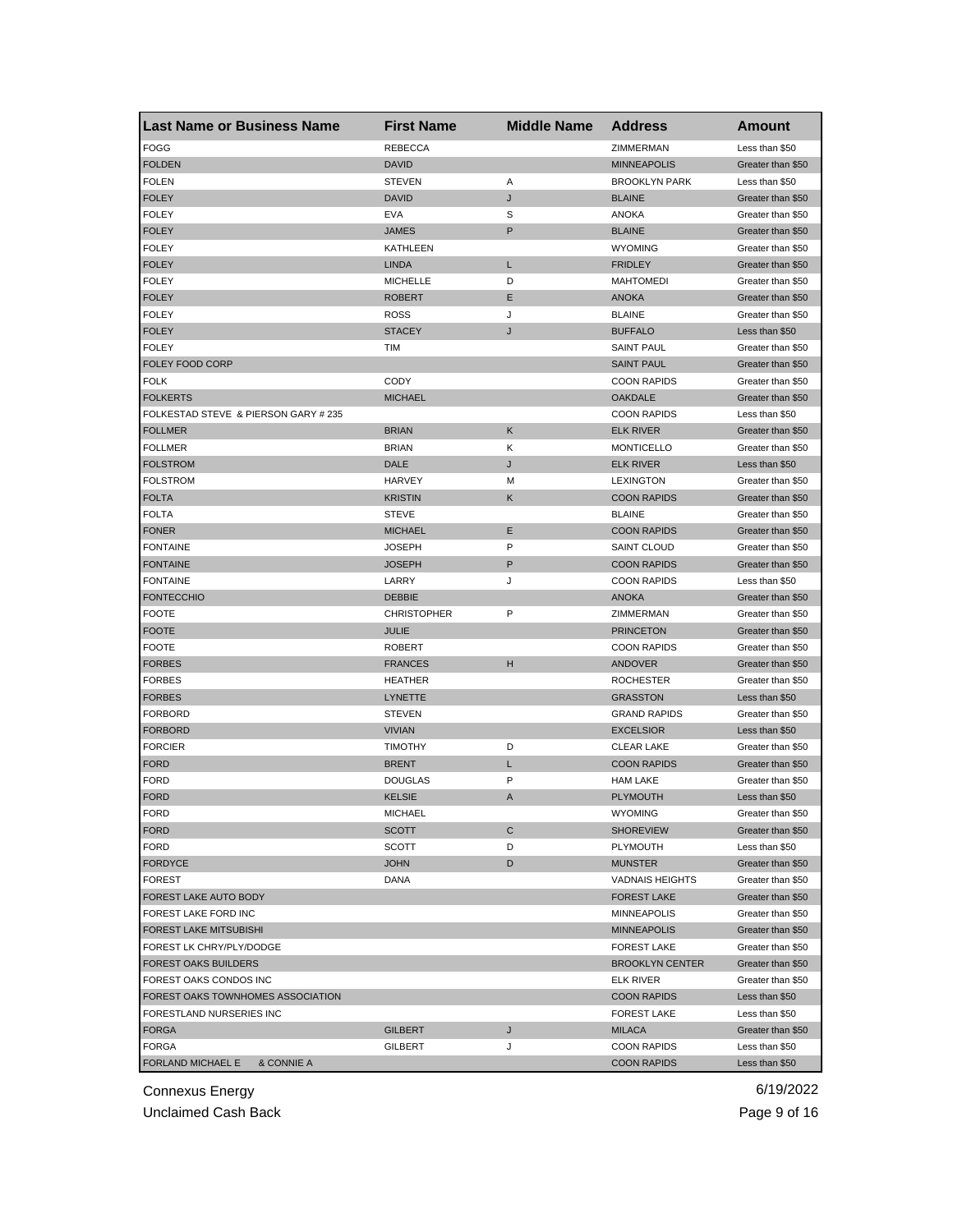| Last Name or Business Name | First Name | Middle Name | Address | Amount |
|---|---|---|---|---|
| FOGG | REBECCA | | ZIMMERMAN | Less than $50 |
| FOLDEN | DAVID | | MINNEAPOLIS | Greater than $50 |
| FOLEN | STEVEN | A | BROOKLYN PARK | Less than $50 |
| FOLEY | DAVID | J | BLAINE | Greater than $50 |
| FOLEY | EVA | S | ANOKA | Greater than $50 |
| FOLEY | JAMES | P | BLAINE | Greater than $50 |
| FOLEY | KATHLEEN | | WYOMING | Greater than $50 |
| FOLEY | LINDA | L | FRIDLEY | Greater than $50 |
| FOLEY | MICHELLE | D | MAHTOMEDI | Greater than $50 |
| FOLEY | ROBERT | E | ANOKA | Greater than $50 |
| FOLEY | ROSS | J | BLAINE | Greater than $50 |
| FOLEY | STACEY | J | BUFFALO | Less than $50 |
| FOLEY | TIM | | SAINT PAUL | Greater than $50 |
| FOLEY FOOD CORP | | | SAINT PAUL | Greater than $50 |
| FOLK | CODY | | COON RAPIDS | Greater than $50 |
| FOLKERTS | MICHAEL | | OAKDALE | Greater than $50 |
| FOLKESTAD STEVE & PIERSON GARY # 235 | | | COON RAPIDS | Less than $50 |
| FOLLMER | BRIAN | K | ELK RIVER | Greater than $50 |
| FOLLMER | BRIAN | K | MONTICELLO | Greater than $50 |
| FOLSTROM | DALE | J | ELK RIVER | Less than $50 |
| FOLSTROM | HARVEY | M | LEXINGTON | Greater than $50 |
| FOLTA | KRISTIN | K | COON RAPIDS | Greater than $50 |
| FOLTA | STEVE | | BLAINE | Greater than $50 |
| FONER | MICHAEL | E | COON RAPIDS | Greater than $50 |
| FONTAINE | JOSEPH | P | SAINT CLOUD | Greater than $50 |
| FONTAINE | JOSEPH | P | COON RAPIDS | Greater than $50 |
| FONTAINE | LARRY | J | COON RAPIDS | Less than $50 |
| FONTECCHIO | DEBBIE | | ANOKA | Greater than $50 |
| FOOTE | CHRISTOPHER | P | ZIMMERMAN | Greater than $50 |
| FOOTE | JULIE | | PRINCETON | Greater than $50 |
| FOOTE | ROBERT | | COON RAPIDS | Greater than $50 |
| FORBES | FRANCES | H | ANDOVER | Greater than $50 |
| FORBES | HEATHER | | ROCHESTER | Greater than $50 |
| FORBES | LYNETTE | | GRASSTON | Less than $50 |
| FORBORD | STEVEN | | GRAND RAPIDS | Greater than $50 |
| FORBORD | VIVIAN | | EXCELSIOR | Less than $50 |
| FORCIER | TIMOTHY | D | CLEAR LAKE | Greater than $50 |
| FORD | BRENT | L | COON RAPIDS | Greater than $50 |
| FORD | DOUGLAS | P | HAM LAKE | Greater than $50 |
| FORD | KELSIE | A | PLYMOUTH | Less than $50 |
| FORD | MICHAEL | | WYOMING | Greater than $50 |
| FORD | SCOTT | C | SHOREVIEW | Greater than $50 |
| FORD | SCOTT | D | PLYMOUTH | Less than $50 |
| FORDYCE | JOHN | D | MUNSTER | Greater than $50 |
| FOREST | DANA | | VADNAIS HEIGHTS | Greater than $50 |
| FOREST LAKE AUTO BODY | | | FOREST LAKE | Greater than $50 |
| FOREST LAKE FORD INC | | | MINNEAPOLIS | Greater than $50 |
| FOREST LAKE MITSUBISHI | | | MINNEAPOLIS | Greater than $50 |
| FOREST LK CHRY/PLY/DODGE | | | FOREST LAKE | Greater than $50 |
| FOREST OAKS BUILDERS | | | BROOKLYN CENTER | Greater than $50 |
| FOREST OAKS CONDOS INC | | | ELK RIVER | Greater than $50 |
| FOREST OAKS TOWNHOMES ASSOCIATION | | | COON RAPIDS | Less than $50 |
| FORESTLAND NURSERIES INC | | | FOREST LAKE | Less than $50 |
| FORGA | GILBERT | J | MILACA | Greater than $50 |
| FORGA | GILBERT | J | COON RAPIDS | Less than $50 |
| FORLAND MICHAEL E & CONNIE A | | | COON RAPIDS | Less than $50 |

Connexus Energy
Unclaimed Cash Back

6/19/2022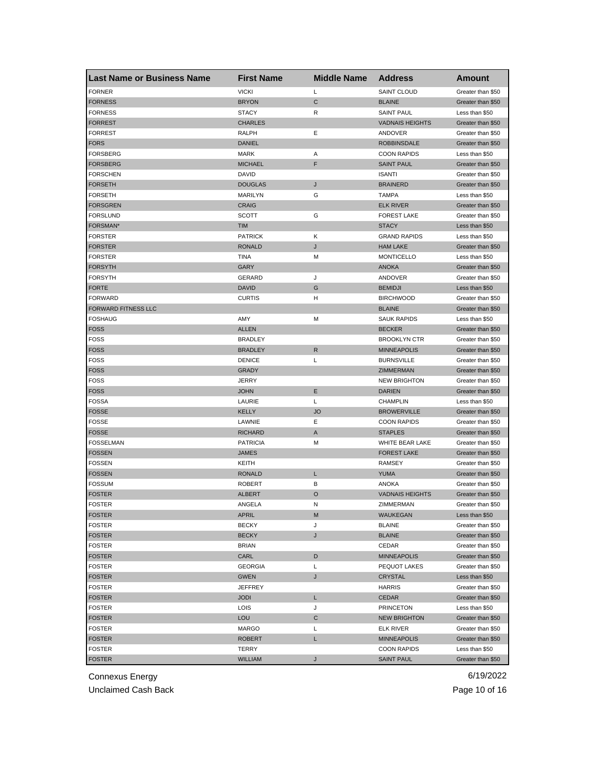| Last Name or Business Name | First Name | Middle Name | Address | Amount |
|---|---|---|---|---|
| FORNER | VICKI | L | SAINT CLOUD | Greater than $50 |
| FORNESS | BRYON | C | BLAINE | Greater than $50 |
| FORNESS | STACY | R | SAINT PAUL | Less than $50 |
| FORREST | CHARLES | | VADNAIS HEIGHTS | Greater than $50 |
| FORREST | RALPH | E | ANDOVER | Greater than $50 |
| FORS | DANIEL | | ROBBINSDALE | Greater than $50 |
| FORSBERG | MARK | A | COON RAPIDS | Less than $50 |
| FORSBERG | MICHAEL | F | SAINT PAUL | Greater than $50 |
| FORSCHEN | DAVID | | ISANTI | Greater than $50 |
| FORSETH | DOUGLAS | J | BRAINERD | Greater than $50 |
| FORSETH | MARILYN | G | TAMPA | Less than $50 |
| FORSGREN | CRAIG | | ELK RIVER | Greater than $50 |
| FORSLUND | SCOTT | G | FOREST LAKE | Greater than $50 |
| FORSMAN* | TIM | | STACY | Less than $50 |
| FORSTER | PATRICK | K | GRAND RAPIDS | Less than $50 |
| FORSTER | RONALD | J | HAM LAKE | Greater than $50 |
| FORSTER | TINA | M | MONTICELLO | Less than $50 |
| FORSYTH | GARY | | ANOKA | Greater than $50 |
| FORSYTH | GERARD | J | ANDOVER | Greater than $50 |
| FORTE | DAVID | G | BEMIDJI | Less than $50 |
| FORWARD | CURTIS | H | BIRCHWOOD | Greater than $50 |
| FORWARD FITNESS LLC | | | BLAINE | Greater than $50 |
| FOSHAUG | AMY | M | SAUK RAPIDS | Less than $50 |
| FOSS | ALLEN | | BECKER | Greater than $50 |
| FOSS | BRADLEY | | BROOKLYN CTR | Greater than $50 |
| FOSS | BRADLEY | R | MINNEAPOLIS | Greater than $50 |
| FOSS | DENICE | L | BURNSVILLE | Greater than $50 |
| FOSS | GRADY | | ZIMMERMAN | Greater than $50 |
| FOSS | JERRY | | NEW BRIGHTON | Greater than $50 |
| FOSS | JOHN | E | DARIEN | Greater than $50 |
| FOSSA | LAURIE | L | CHAMPLIN | Less than $50 |
| FOSSE | KELLY | JO | BROWERVILLE | Greater than $50 |
| FOSSE | LAWNIE | E | COON RAPIDS | Greater than $50 |
| FOSSE | RICHARD | A | STAPLES | Greater than $50 |
| FOSSELMAN | PATRICIA | M | WHITE BEAR LAKE | Greater than $50 |
| FOSSEN | JAMES | | FOREST LAKE | Greater than $50 |
| FOSSEN | KEITH | | RAMSEY | Greater than $50 |
| FOSSEN | RONALD | L | YUMA | Greater than $50 |
| FOSSUM | ROBERT | B | ANOKA | Greater than $50 |
| FOSTER | ALBERT | O | VADNAIS HEIGHTS | Greater than $50 |
| FOSTER | ANGELA | N | ZIMMERMAN | Greater than $50 |
| FOSTER | APRIL | M | WAUKEGAN | Less than $50 |
| FOSTER | BECKY | J | BLAINE | Greater than $50 |
| FOSTER | BECKY | J | BLAINE | Greater than $50 |
| FOSTER | BRIAN | | CEDAR | Greater than $50 |
| FOSTER | CARL | D | MINNEAPOLIS | Greater than $50 |
| FOSTER | GEORGIA | L | PEQUOT LAKES | Greater than $50 |
| FOSTER | GWEN | J | CRYSTAL | Less than $50 |
| FOSTER | JEFFREY | | HARRIS | Greater than $50 |
| FOSTER | JODI | L | CEDAR | Greater than $50 |
| FOSTER | LOIS | J | PRINCETON | Less than $50 |
| FOSTER | LOU | C | NEW BRIGHTON | Greater than $50 |
| FOSTER | MARGO | L | ELK RIVER | Greater than $50 |
| FOSTER | ROBERT | L | MINNEAPOLIS | Greater than $50 |
| FOSTER | TERRY | | COON RAPIDS | Less than $50 |
| FOSTER | WILLIAM | J | SAINT PAUL | Greater than $50 |

Connexus Energy 6/19/2022

Unclaimed Cash Back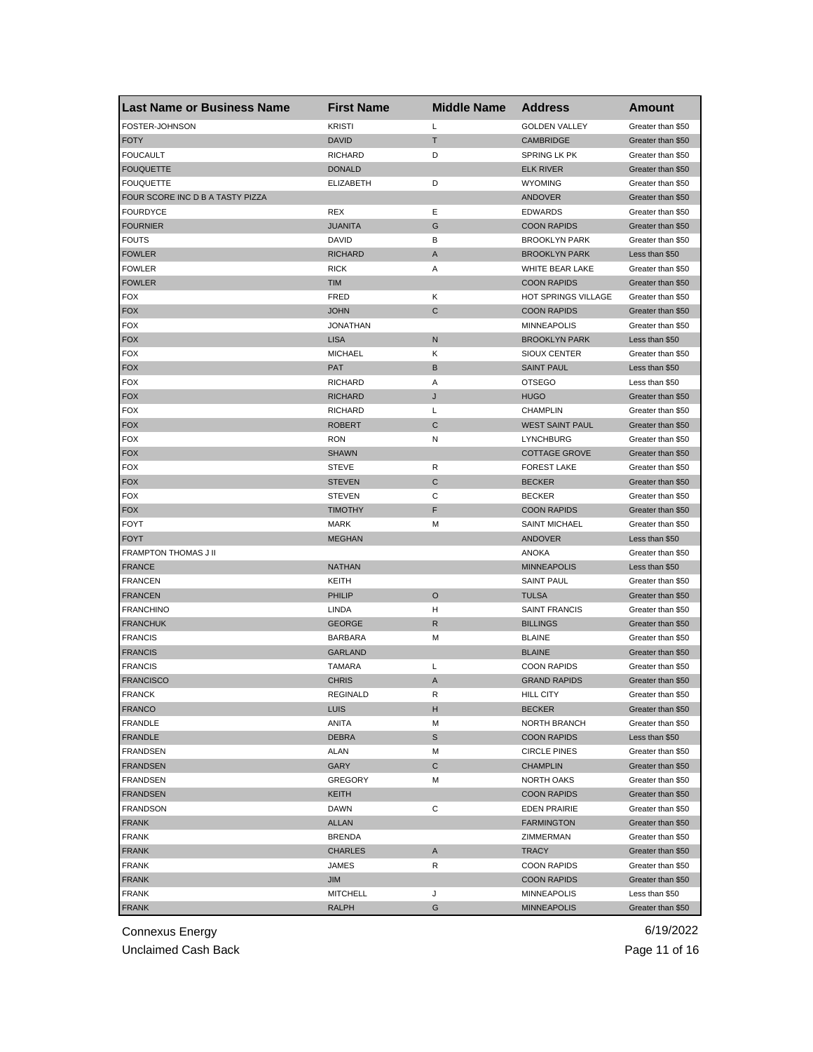| Last Name or Business Name | First Name | Middle Name | Address | Amount |
|---|---|---|---|---|
| FOSTER-JOHNSON | KRISTI | L | GOLDEN VALLEY | Greater than $50 |
| FOTY | DAVID | T | CAMBRIDGE | Greater than $50 |
| FOUCAULT | RICHARD | D | SPRING LK PK | Greater than $50 |
| FOUQUETTE | DONALD | | ELK RIVER | Greater than $50 |
| FOUQUETTE | ELIZABETH | D | WYOMING | Greater than $50 |
| FOUR SCORE INC D B A TASTY PIZZA | | | ANDOVER | Greater than $50 |
| FOURDYCE | REX | E | EDWARDS | Greater than $50 |
| FOURNIER | JUANITA | G | COON RAPIDS | Greater than $50 |
| FOUTS | DAVID | B | BROOKLYN PARK | Greater than $50 |
| FOWLER | RICHARD | A | BROOKLYN PARK | Less than $50 |
| FOWLER | RICK | A | WHITE BEAR LAKE | Greater than $50 |
| FOWLER | TIM | | COON RAPIDS | Greater than $50 |
| FOX | FRED | K | HOT SPRINGS VILLAGE | Greater than $50 |
| FOX | JOHN | C | COON RAPIDS | Greater than $50 |
| FOX | JONATHAN | | MINNEAPOLIS | Greater than $50 |
| FOX | LISA | N | BROOKLYN PARK | Less than $50 |
| FOX | MICHAEL | K | SIOUX CENTER | Greater than $50 |
| FOX | PAT | B | SAINT PAUL | Less than $50 |
| FOX | RICHARD | A | OTSEGO | Less than $50 |
| FOX | RICHARD | J | HUGO | Greater than $50 |
| FOX | RICHARD | L | CHAMPLIN | Greater than $50 |
| FOX | ROBERT | C | WEST SAINT PAUL | Greater than $50 |
| FOX | RON | N | LYNCHBURG | Greater than $50 |
| FOX | SHAWN | | COTTAGE GROVE | Greater than $50 |
| FOX | STEVE | R | FOREST LAKE | Greater than $50 |
| FOX | STEVEN | C | BECKER | Greater than $50 |
| FOX | STEVEN | C | BECKER | Greater than $50 |
| FOX | TIMOTHY | F | COON RAPIDS | Greater than $50 |
| FOYT | MARK | M | SAINT MICHAEL | Greater than $50 |
| FOYT | MEGHAN | | ANDOVER | Less than $50 |
| FRAMPTON THOMAS J II | | | ANOKA | Greater than $50 |
| FRANCE | NATHAN | | MINNEAPOLIS | Less than $50 |
| FRANCEN | KEITH | | SAINT PAUL | Greater than $50 |
| FRANCEN | PHILIP | O | TULSA | Greater than $50 |
| FRANCHINO | LINDA | H | SAINT FRANCIS | Greater than $50 |
| FRANCHUK | GEORGE | R | BILLINGS | Greater than $50 |
| FRANCIS | BARBARA | M | BLAINE | Greater than $50 |
| FRANCIS | GARLAND | | BLAINE | Greater than $50 |
| FRANCIS | TAMARA | L | COON RAPIDS | Greater than $50 |
| FRANCISCO | CHRIS | A | GRAND RAPIDS | Greater than $50 |
| FRANCK | REGINALD | R | HILL CITY | Greater than $50 |
| FRANCO | LUIS | H | BECKER | Greater than $50 |
| FRANDLE | ANITA | M | NORTH BRANCH | Greater than $50 |
| FRANDLE | DEBRA | S | COON RAPIDS | Less than $50 |
| FRANDSEN | ALAN | M | CIRCLE PINES | Greater than $50 |
| FRANDSEN | GARY | C | CHAMPLIN | Greater than $50 |
| FRANDSEN | GREGORY | M | NORTH OAKS | Greater than $50 |
| FRANDSEN | KEITH | | COON RAPIDS | Greater than $50 |
| FRANDSON | DAWN | C | EDEN PRAIRIE | Greater than $50 |
| FRANK | ALLAN | | FARMINGTON | Greater than $50 |
| FRANK | BRENDA | | ZIMMERMAN | Greater than $50 |
| FRANK | CHARLES | A | TRACY | Greater than $50 |
| FRANK | JAMES | R | COON RAPIDS | Greater than $50 |
| FRANK | JIM | | COON RAPIDS | Greater than $50 |
| FRANK | MITCHELL | J | MINNEAPOLIS | Less than $50 |
| FRANK | RALPH | G | MINNEAPOLIS | Greater than $50 |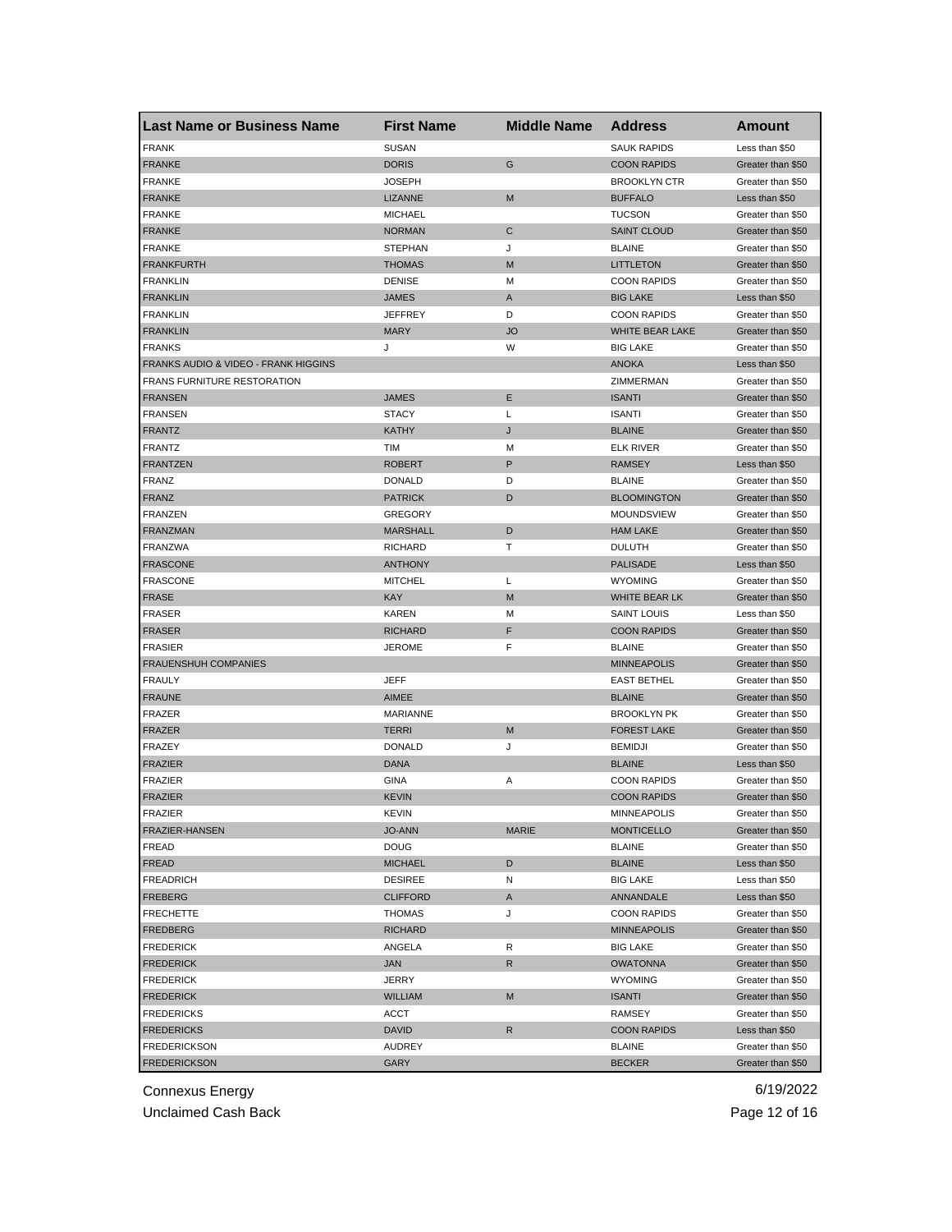| Last Name or Business Name | First Name | Middle Name | Address | Amount |
| --- | --- | --- | --- | --- |
| FRANK | SUSAN | | SAUK RAPIDS | Less than $50 |
| FRANKE | DORIS | G | COON RAPIDS | Greater than $50 |
| FRANKE | JOSEPH | | BROOKLYN CTR | Greater than $50 |
| FRANKE | LIZANNE | M | BUFFALO | Less than $50 |
| FRANKE | MICHAEL | | TUCSON | Greater than $50 |
| FRANKE | NORMAN | C | SAINT CLOUD | Greater than $50 |
| FRANKE | STEPHAN | J | BLAINE | Greater than $50 |
| FRANKFURTH | THOMAS | M | LITTLETON | Greater than $50 |
| FRANKLIN | DENISE | M | COON RAPIDS | Greater than $50 |
| FRANKLIN | JAMES | A | BIG LAKE | Less than $50 |
| FRANKLIN | JEFFREY | D | COON RAPIDS | Greater than $50 |
| FRANKLIN | MARY | JO | WHITE BEAR LAKE | Greater than $50 |
| FRANKS | J | W | BIG LAKE | Greater than $50 |
| FRANKS AUDIO & VIDEO - FRANK HIGGINS | | | ANOKA | Less than $50 |
| FRANS FURNITURE RESTORATION | | | ZIMMERMAN | Greater than $50 |
| FRANSEN | JAMES | E | ISANTI | Greater than $50 |
| FRANSEN | STACY | L | ISANTI | Greater than $50 |
| FRANTZ | KATHY | J | BLAINE | Greater than $50 |
| FRANTZ | TIM | M | ELK RIVER | Greater than $50 |
| FRANTZEN | ROBERT | P | RAMSEY | Less than $50 |
| FRANZ | DONALD | D | BLAINE | Greater than $50 |
| FRANZ | PATRICK | D | BLOOMINGTON | Greater than $50 |
| FRANZEN | GREGORY | | MOUNDSVIEW | Greater than $50 |
| FRANZMAN | MARSHALL | D | HAM LAKE | Greater than $50 |
| FRANZWA | RICHARD | T | DULUTH | Greater than $50 |
| FRASCONE | ANTHONY | | PALISADE | Less than $50 |
| FRASCONE | MITCHEL | L | WYOMING | Greater than $50 |
| FRASE | KAY | M | WHITE BEAR LK | Greater than $50 |
| FRASER | KAREN | M | SAINT LOUIS | Less than $50 |
| FRASER | RICHARD | F | COON RAPIDS | Greater than $50 |
| FRASIER | JEROME | F | BLAINE | Greater than $50 |
| FRAUENSHUH COMPANIES | | | MINNEAPOLIS | Greater than $50 |
| FRAULY | JEFF | | EAST BETHEL | Greater than $50 |
| FRAUNE | AIMEE | | BLAINE | Greater than $50 |
| FRAZER | MARIANNE | | BROOKLYN PK | Greater than $50 |
| FRAZER | TERRI | M | FOREST LAKE | Greater than $50 |
| FRAZEY | DONALD | J | BEMIDJI | Greater than $50 |
| FRAZIER | DANA | | BLAINE | Less than $50 |
| FRAZIER | GINA | A | COON RAPIDS | Greater than $50 |
| FRAZIER | KEVIN | | COON RAPIDS | Greater than $50 |
| FRAZIER | KEVIN | | MINNEAPOLIS | Greater than $50 |
| FRAZIER-HANSEN | JO-ANN | MARIE | MONTICELLO | Greater than $50 |
| FREAD | DOUG | | BLAINE | Greater than $50 |
| FREAD | MICHAEL | D | BLAINE | Less than $50 |
| FREADRICH | DESIREE | N | BIG LAKE | Less than $50 |
| FREBERG | CLIFFORD | A | ANNANDALE | Less than $50 |
| FRECHETTE | THOMAS | J | COON RAPIDS | Greater than $50 |
| FREDBERG | RICHARD | | MINNEAPOLIS | Greater than $50 |
| FREDERICK | ANGELA | R | BIG LAKE | Greater than $50 |
| FREDERICK | JAN | R | OWATONNA | Greater than $50 |
| FREDERICK | JERRY | | WYOMING | Greater than $50 |
| FREDERICK | WILLIAM | M | ISANTI | Greater than $50 |
| FREDERICKS | ACCT | | RAMSEY | Greater than $50 |
| FREDERICKS | DAVID | R | COON RAPIDS | Less than $50 |
| FREDERICKSON | AUDREY | | BLAINE | Greater than $50 |
| FREDERICKSON | GARY | | BECKER | Greater than $50 |

Connexus Energy
Unclaimed Cash Back

6/19/2022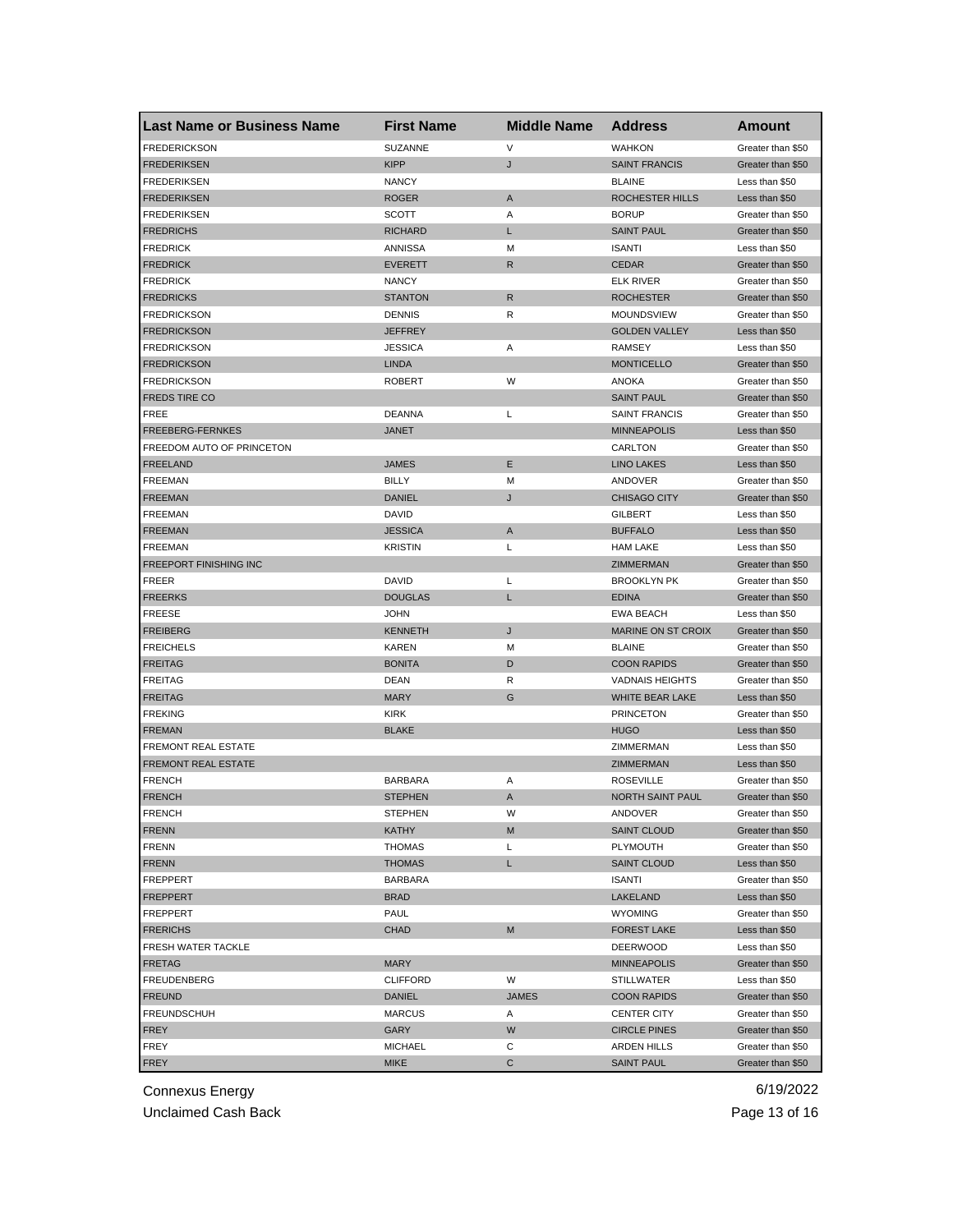| Last Name or Business Name | First Name | Middle Name | Address | Amount |
|---|---|---|---|---|
| FREDERICKSON | SUZANNE | V | WAHKON | Greater than $50 |
| FREDERIKSEN | KIPP | J | SAINT FRANCIS | Greater than $50 |
| FREDERIKSEN | NANCY | | BLAINE | Less than $50 |
| FREDERIKSEN | ROGER | A | ROCHESTER HILLS | Less than $50 |
| FREDERIKSEN | SCOTT | A | BORUP | Greater than $50 |
| FREDRICHS | RICHARD | L | SAINT PAUL | Greater than $50 |
| FREDRICK | ANNISSA | M | ISANTI | Less than $50 |
| FREDRICK | EVERETT | R | CEDAR | Greater than $50 |
| FREDRICK | NANCY | | ELK RIVER | Greater than $50 |
| FREDRICKS | STANTON | R | ROCHESTER | Greater than $50 |
| FREDRICKSON | DENNIS | R | MOUNDSVIEW | Greater than $50 |
| FREDRICKSON | JEFFREY | | GOLDEN VALLEY | Less than $50 |
| FREDRICKSON | JESSICA | A | RAMSEY | Less than $50 |
| FREDRICKSON | LINDA | | MONTICELLO | Greater than $50 |
| FREDRICKSON | ROBERT | W | ANOKA | Greater than $50 |
| FREDS TIRE CO | | | SAINT PAUL | Greater than $50 |
| FREE | DEANNA | L | SAINT FRANCIS | Greater than $50 |
| FREEBERG-FERNKES | JANET | | MINNEAPOLIS | Less than $50 |
| FREEDOM AUTO OF PRINCETON | | | CARLTON | Greater than $50 |
| FREELAND | JAMES | E | LINO LAKES | Less than $50 |
| FREEMAN | BILLY | M | ANDOVER | Greater than $50 |
| FREEMAN | DANIEL | J | CHISAGO CITY | Greater than $50 |
| FREEMAN | DAVID | | GILBERT | Less than $50 |
| FREEMAN | JESSICA | A | BUFFALO | Less than $50 |
| FREEMAN | KRISTIN | L | HAM LAKE | Less than $50 |
| FREEPORT FINISHING INC | | | ZIMMERMAN | Greater than $50 |
| FREER | DAVID | L | BROOKLYN PK | Greater than $50 |
| FREERKS | DOUGLAS | L | EDINA | Greater than $50 |
| FREESE | JOHN | | EWA BEACH | Less than $50 |
| FREIBERG | KENNETH | J | MARINE ON ST CROIX | Greater than $50 |
| FREICHELS | KAREN | M | BLAINE | Greater than $50 |
| FREITAG | BONITA | D | COON RAPIDS | Greater than $50 |
| FREITAG | DEAN | R | VADNAIS HEIGHTS | Greater than $50 |
| FREITAG | MARY | G | WHITE BEAR LAKE | Less than $50 |
| FREKING | KIRK | | PRINCETON | Greater than $50 |
| FREMAN | BLAKE | | HUGO | Less than $50 |
| FREMONT REAL ESTATE | | | ZIMMERMAN | Less than $50 |
| FREMONT REAL ESTATE | | | ZIMMERMAN | Less than $50 |
| FRENCH | BARBARA | A | ROSEVILLE | Greater than $50 |
| FRENCH | STEPHEN | A | NORTH SAINT PAUL | Greater than $50 |
| FRENCH | STEPHEN | W | ANDOVER | Greater than $50 |
| FRENN | KATHY | M | SAINT CLOUD | Greater than $50 |
| FRENN | THOMAS | L | PLYMOUTH | Greater than $50 |
| FRENN | THOMAS | L | SAINT CLOUD | Less than $50 |
| FREPPERT | BARBARA | | ISANTI | Greater than $50 |
| FREPPERT | BRAD | | LAKELAND | Less than $50 |
| FREPPERT | PAUL | | WYOMING | Greater than $50 |
| FRERICHS | CHAD | M | FOREST LAKE | Less than $50 |
| FRESH WATER TACKLE | | | DEERWOOD | Less than $50 |
| FRETAG | MARY | | MINNEAPOLIS | Greater than $50 |
| FREUDENBERG | CLIFFORD | W | STILLWATER | Less than $50 |
| FREUND | DANIEL | JAMES | COON RAPIDS | Greater than $50 |
| FREUNDSCHUH | MARCUS | A | CENTER CITY | Greater than $50 |
| FREY | GARY | W | CIRCLE PINES | Greater than $50 |
| FREY | MICHAEL | C | ARDEN HILLS | Greater than $50 |
| FREY | MIKE | C | SAINT PAUL | Greater than $50 |

Connexus Energy
Unclaimed Cash Back
6/19/2022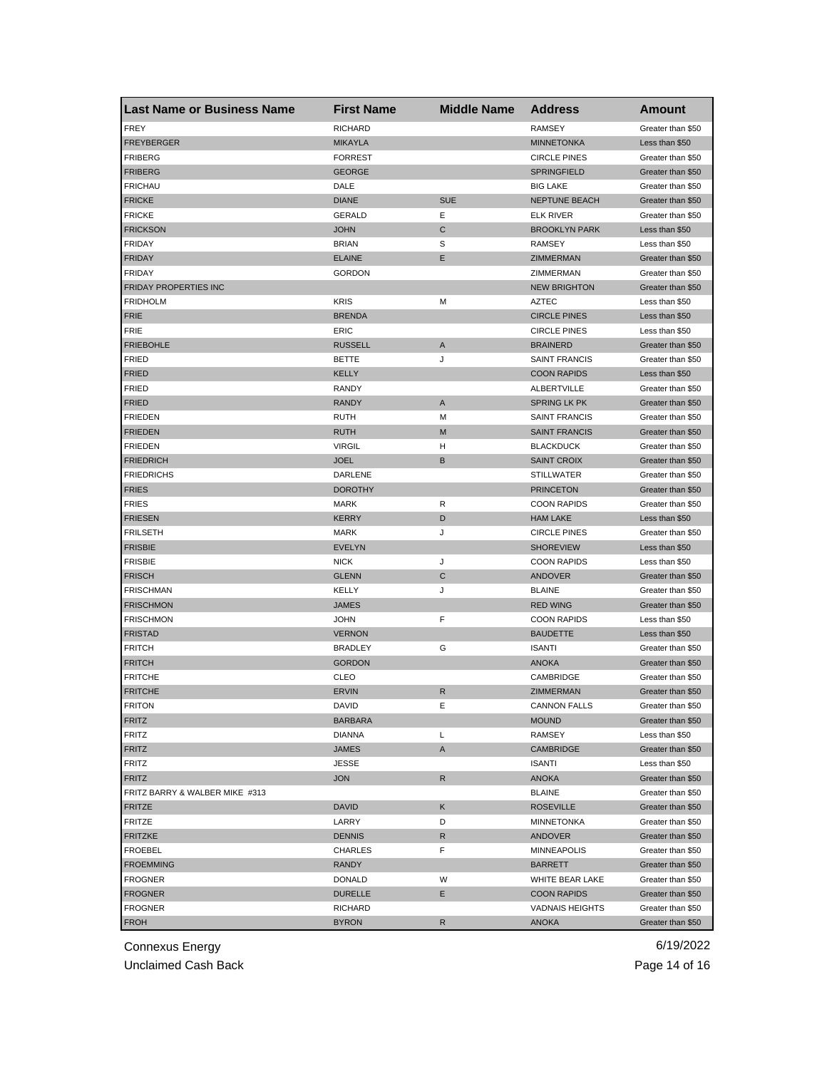| Last Name or Business Name | First Name | Middle Name | Address | Amount |
|---|---|---|---|---|
| FREY | RICHARD | | RAMSEY | Greater than $50 |
| FREYBERGER | MIKAYLA | | MINNETONKA | Less than $50 |
| FRIBERG | FORREST | | CIRCLE PINES | Greater than $50 |
| FRIBERG | GEORGE | | SPRINGFIELD | Greater than $50 |
| FRICHAU | DALE | | BIG LAKE | Greater than $50 |
| FRICKE | DIANE | SUE | NEPTUNE BEACH | Greater than $50 |
| FRICKE | GERALD | E | ELK RIVER | Greater than $50 |
| FRICKSON | JOHN | C | BROOKLYN PARK | Less than $50 |
| FRIDAY | BRIAN | S | RAMSEY | Less than $50 |
| FRIDAY | ELAINE | E | ZIMMERMAN | Greater than $50 |
| FRIDAY | GORDON | | ZIMMERMAN | Greater than $50 |
| FRIDAY PROPERTIES INC | | | NEW BRIGHTON | Greater than $50 |
| FRIDHOLM | KRIS | M | AZTEC | Less than $50 |
| FRIE | BRENDA | | CIRCLE PINES | Less than $50 |
| FRIE | ERIC | | CIRCLE PINES | Less than $50 |
| FRIEBOHLE | RUSSELL | A | BRAINERD | Greater than $50 |
| FRIED | BETTE | J | SAINT FRANCIS | Greater than $50 |
| FRIED | KELLY | | COON RAPIDS | Less than $50 |
| FRIED | RANDY | | ALBERTVILLE | Greater than $50 |
| FRIED | RANDY | A | SPRING LK PK | Greater than $50 |
| FRIEDEN | RUTH | M | SAINT FRANCIS | Greater than $50 |
| FRIEDEN | RUTH | M | SAINT FRANCIS | Greater than $50 |
| FRIEDEN | VIRGIL | H | BLACKDUCK | Greater than $50 |
| FRIEDRICH | JOEL | B | SAINT CROIX | Greater than $50 |
| FRIEDRICHS | DARLENE | | STILLWATER | Greater than $50 |
| FRIES | DOROTHY | | PRINCETON | Greater than $50 |
| FRIES | MARK | R | COON RAPIDS | Greater than $50 |
| FRIESEN | KERRY | D | HAM LAKE | Less than $50 |
| FRILSETH | MARK | J | CIRCLE PINES | Greater than $50 |
| FRISBIE | EVELYN | | SHOREVIEW | Less than $50 |
| FRISBIE | NICK | J | COON RAPIDS | Less than $50 |
| FRISCH | GLENN | C | ANDOVER | Greater than $50 |
| FRISCHMAN | KELLY | J | BLAINE | Greater than $50 |
| FRISCHMON | JAMES | | RED WING | Greater than $50 |
| FRISCHMON | JOHN | F | COON RAPIDS | Less than $50 |
| FRISTAD | VERNON | | BAUDETTE | Less than $50 |
| FRITCH | BRADLEY | G | ISANTI | Greater than $50 |
| FRITCH | GORDON | | ANOKA | Greater than $50 |
| FRITCHE | CLEO | | CAMBRIDGE | Greater than $50 |
| FRITCHE | ERVIN | R | ZIMMERMAN | Greater than $50 |
| FRITON | DAVID | E | CANNON FALLS | Greater than $50 |
| FRITZ | BARBARA | | MOUND | Greater than $50 |
| FRITZ | DIANNA | L | RAMSEY | Less than $50 |
| FRITZ | JAMES | A | CAMBRIDGE | Greater than $50 |
| FRITZ | JESSE | | ISANTI | Less than $50 |
| FRITZ | JON | R | ANOKA | Greater than $50 |
| FRITZ BARRY & WALBER MIKE #313 | | | BLAINE | Greater than $50 |
| FRITZE | DAVID | K | ROSEVILLE | Greater than $50 |
| FRITZE | LARRY | D | MINNETONKA | Greater than $50 |
| FRITZKE | DENNIS | R | ANDOVER | Greater than $50 |
| FROEBEL | CHARLES | F | MINNEAPOLIS | Greater than $50 |
| FROEMMING | RANDY | | BARRETT | Greater than $50 |
| FROGNER | DONALD | W | WHITE BEAR LAKE | Greater than $50 |
| FROGNER | DURELLE | E | COON RAPIDS | Greater than $50 |
| FROGNER | RICHARD | | VADNAIS HEIGHTS | Greater than $50 |
| FROH | BYRON | R | ANOKA | Greater than $50 |

Connexus Energy
Unclaimed Cash Back
6/19/2022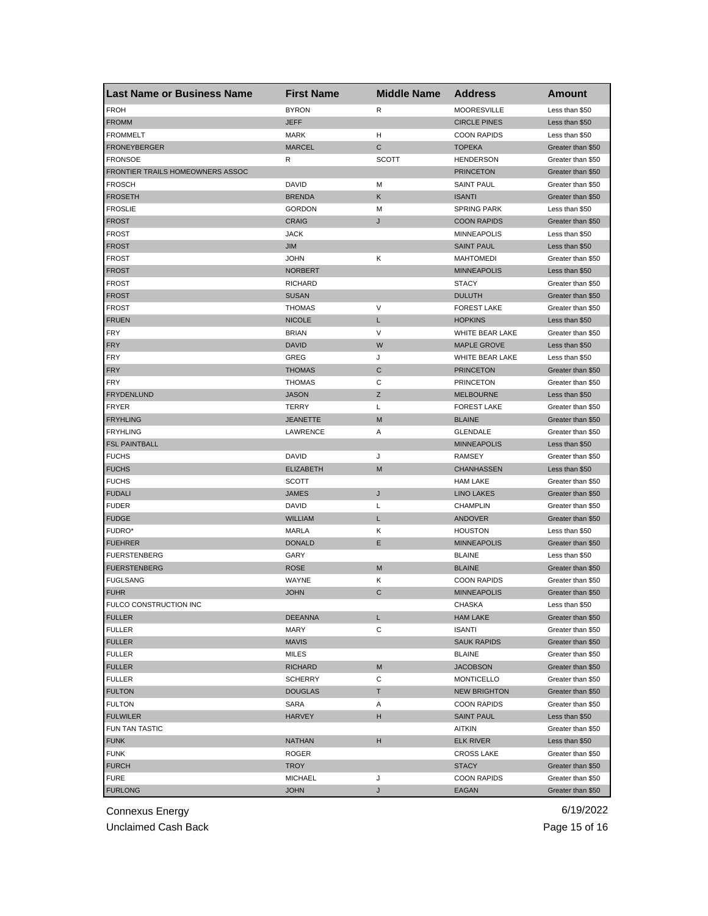| Last Name or Business Name | First Name | Middle Name | Address | Amount |
| --- | --- | --- | --- | --- |
| FROH | BYRON | R | MOORESVILLE | Less than $50 |
| FROMM | JEFF | | CIRCLE PINES | Less than $50 |
| FROMMELT | MARK | H | COON RAPIDS | Less than $50 |
| FRONEYBERGER | MARCEL | C | TOPEKA | Greater than $50 |
| FRONSOE | R | SCOTT | HENDERSON | Greater than $50 |
| FRONTIER TRAILS HOMEOWNERS ASSOC | | | PRINCETON | Greater than $50 |
| FROSCH | DAVID | M | SAINT PAUL | Greater than $50 |
| FROSETH | BRENDA | K | ISANTI | Greater than $50 |
| FROSLIE | GORDON | M | SPRING PARK | Less than $50 |
| FROST | CRAIG | J | COON RAPIDS | Greater than $50 |
| FROST | JACK | | MINNEAPOLIS | Less than $50 |
| FROST | JIM | | SAINT PAUL | Less than $50 |
| FROST | JOHN | K | MAHTOMEDI | Greater than $50 |
| FROST | NORBERT | | MINNEAPOLIS | Less than $50 |
| FROST | RICHARD | | STACY | Greater than $50 |
| FROST | SUSAN | | DULUTH | Greater than $50 |
| FROST | THOMAS | V | FOREST LAKE | Greater than $50 |
| FRUEN | NICOLE | L | HOPKINS | Less than $50 |
| FRY | BRIAN | V | WHITE BEAR LAKE | Greater than $50 |
| FRY | DAVID | W | MAPLE GROVE | Less than $50 |
| FRY | GREG | J | WHITE BEAR LAKE | Less than $50 |
| FRY | THOMAS | C | PRINCETON | Greater than $50 |
| FRY | THOMAS | C | PRINCETON | Greater than $50 |
| FRYDENLUND | JASON | Z | MELBOURNE | Less than $50 |
| FRYER | TERRY | L | FOREST LAKE | Greater than $50 |
| FRYHLING | JEANETTE | M | BLAINE | Greater than $50 |
| FRYHLING | LAWRENCE | A | GLENDALE | Greater than $50 |
| FSL PAINTBALL | | | MINNEAPOLIS | Less than $50 |
| FUCHS | DAVID | J | RAMSEY | Greater than $50 |
| FUCHS | ELIZABETH | M | CHANHASSEN | Less than $50 |
| FUCHS | SCOTT | | HAM LAKE | Greater than $50 |
| FUDALI | JAMES | J | LINO LAKES | Greater than $50 |
| FUDER | DAVID | L | CHAMPLIN | Greater than $50 |
| FUDGE | WILLIAM | L | ANDOVER | Greater than $50 |
| FUDRO* | MARLA | K | HOUSTON | Less than $50 |
| FUEHRER | DONALD | E | MINNEAPOLIS | Greater than $50 |
| FUERSTENBERG | GARY | | BLAINE | Less than $50 |
| FUERSTENBERG | ROSE | M | BLAINE | Greater than $50 |
| FUGLSANG | WAYNE | K | COON RAPIDS | Greater than $50 |
| FUHR | JOHN | C | MINNEAPOLIS | Greater than $50 |
| FULCO CONSTRUCTION INC | | | CHASKA | Less than $50 |
| FULLER | DEEANNA | L | HAM LAKE | Greater than $50 |
| FULLER | MARY | C | ISANTI | Greater than $50 |
| FULLER | MAVIS | | SAUK RAPIDS | Greater than $50 |
| FULLER | MILES | | BLAINE | Greater than $50 |
| FULLER | RICHARD | M | JACOBSON | Greater than $50 |
| FULLER | SCHERRY | C | MONTICELLO | Greater than $50 |
| FULTON | DOUGLAS | T | NEW BRIGHTON | Greater than $50 |
| FULTON | SARA | A | COON RAPIDS | Greater than $50 |
| FULWILER | HARVEY | H | SAINT PAUL | Less than $50 |
| FUN TAN TASTIC | | | AITKIN | Greater than $50 |
| FUNK | NATHAN | H | ELK RIVER | Less than $50 |
| FUNK | ROGER | | CROSS LAKE | Greater than $50 |
| FURCH | TROY | | STACY | Greater than $50 |
| FURE | MICHAEL | J | COON RAPIDS | Greater than $50 |
| FURLONG | JOHN | J | EAGAN | Greater than $50 |

Connexus Energy
Unclaimed Cash Back
6/19/2022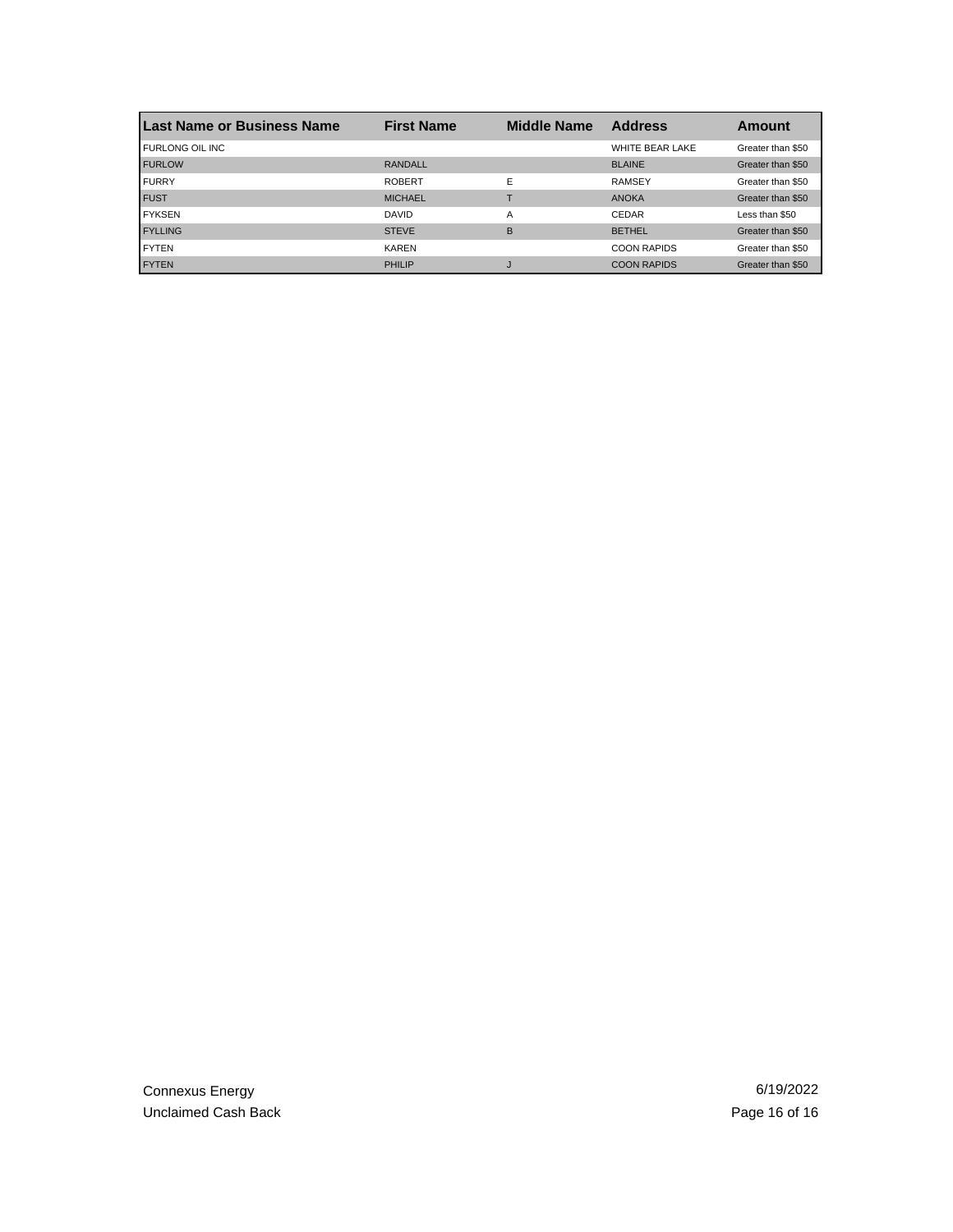| Last Name or Business Name | First Name | Middle Name | Address | Amount |
|---|---|---|---|---|
| FURLONG OIL INC | | | WHITE BEAR LAKE | Greater than $50 |
| FURLOW | RANDALL | | BLAINE | Greater than $50 |
| FURRY | ROBERT | E | RAMSEY | Greater than $50 |
| FUST | MICHAEL | T | ANOKA | Greater than $50 |
| FYKSEN | DAVID | A | CEDAR | Less than $50 |
| FYLLING | STEVE | B | BETHEL | Greater than $50 |
| FYTEN | KAREN | | COON RAPIDS | Greater than $50 |
| FYTEN | PHILIP | J | COON RAPIDS | Greater than $50 |